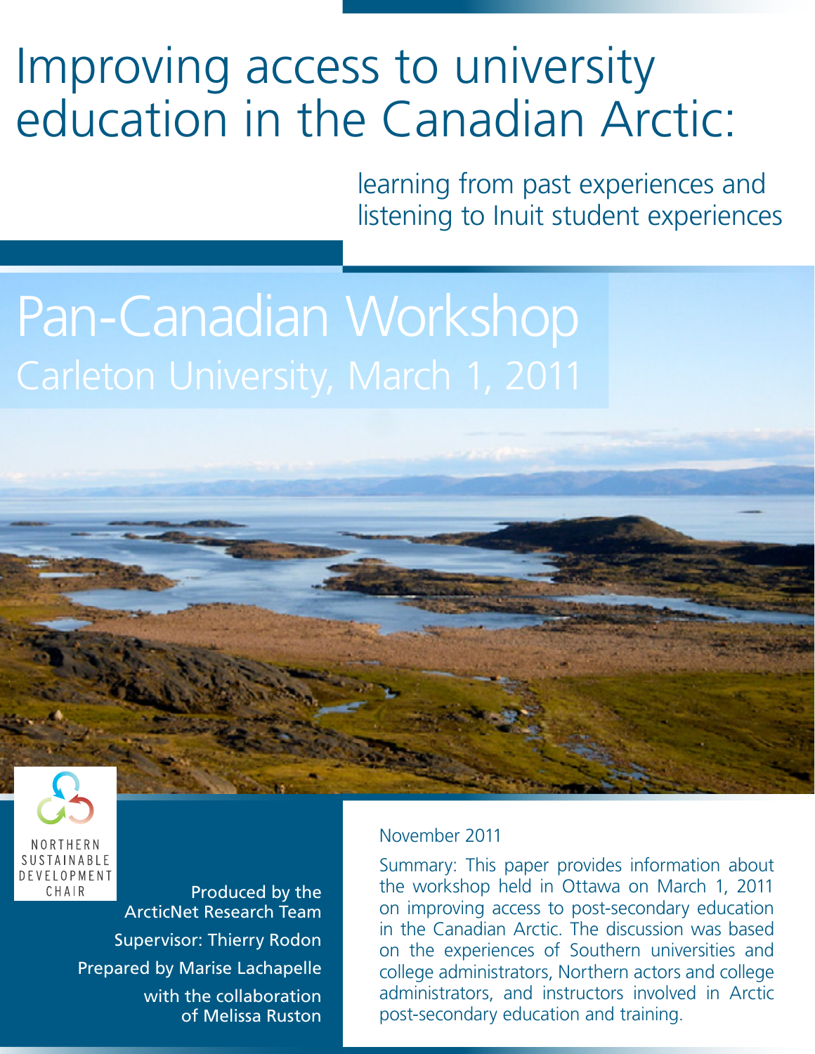# Improving access to university education in the Canadian Arctic:

## learning from past experiences and listening to Inuit student experiences

## Pan-Canadian Workshop

### Carleton University, March 1, 2011

NORTHERN SUSTAINABLE DEVELOPMENT CHAIR

Produced by the ArcticNet Research Team

Supervisor: Thierry Rodon

Prepared by Marise Lachapelle

with the collaboration of Melissa Ruston

November 2011

Summary: This paper provides information about the workshop held in Ottawa on March 1, 2011 on improving access to post-secondary education in the Canadian Arctic. The discussion was based on the experiences of Southern universities and college administrators, Northern actors and college administrators, and instructors involved in Arctic post-secondary education and training.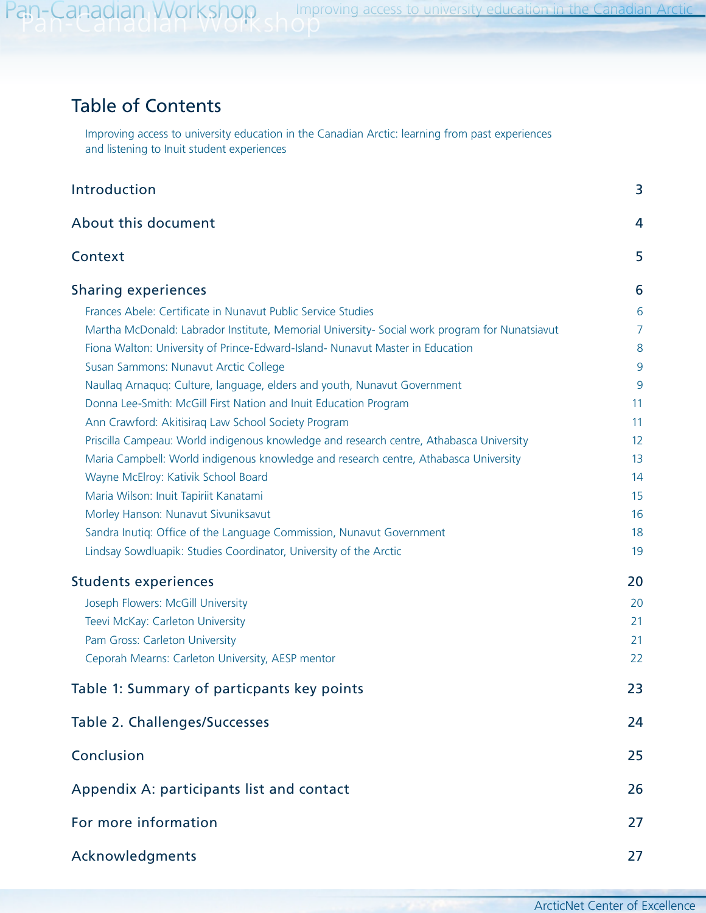# Table of Contents

Improving access to university education in the Canadian Arctic: learning from past experiences and listening to Inuit student experiences

| | |
|---|---|
| **Introduction** | 3 |
| **About this document** | 4 |
| **Context** | 5 |
| **Sharing experiences** | 6 |
| Frances Abele: Certificate in Nunavut Public Service Studies | 6 |
| Martha McDonald: Labrador Institute, Memorial University- Social work program for Nunatsiavut | 7 |
| Fiona Walton: University of Prince-Edward-Island- Nunavut Master in Education | 8 |
| Susan Sammons: Nunavut Arctic College | 9 |
| Naullaq Arnaquq: Culture, language, elders and youth, Nunavut Government | 9 |
| Donna Lee-Smith: McGill First Nation and Inuit Education Program | 11 |
| Ann Crawford: Akitisiraq Law School Society Program | 11 |
| Priscilla Campeau: World indigenous knowledge and research centre, Athabasca University | 12 |
| Maria Campbell: World indigenous knowledge and research centre, Athabasca University | 13 |
| Wayne McElroy: Kativik School Board | 14 |
| Maria Wilson: Inuit Tapiriit Kanatami | 15 |
| Morley Hanson: Nunavut Sivuniksavut | 16 |
| Sandra Inutiq: Office of the Language Commission, Nunavut Government | 18 |
| Lindsay Sowdluapik: Studies Coordinator, University of the Arctic | 19 |
| **Students experiences** | 20 |
| Joseph Flowers: McGill University | 20 |
| Teevi McKay: Carleton University | 21 |
| Pam Gross: Carleton University | 21 |
| Ceporah Mearns: Carleton University, AESP mentor | 22 |
| **Table 1: Summary of particpants key points** | 23 |
| **Table 2. Challenges/Successes** | 24 |
| **Conclusion** | 25 |
| **Appendix A: participants list and contact** | 26 |
| **For more information** | 27 |
| **Acknowledgments** | 27 |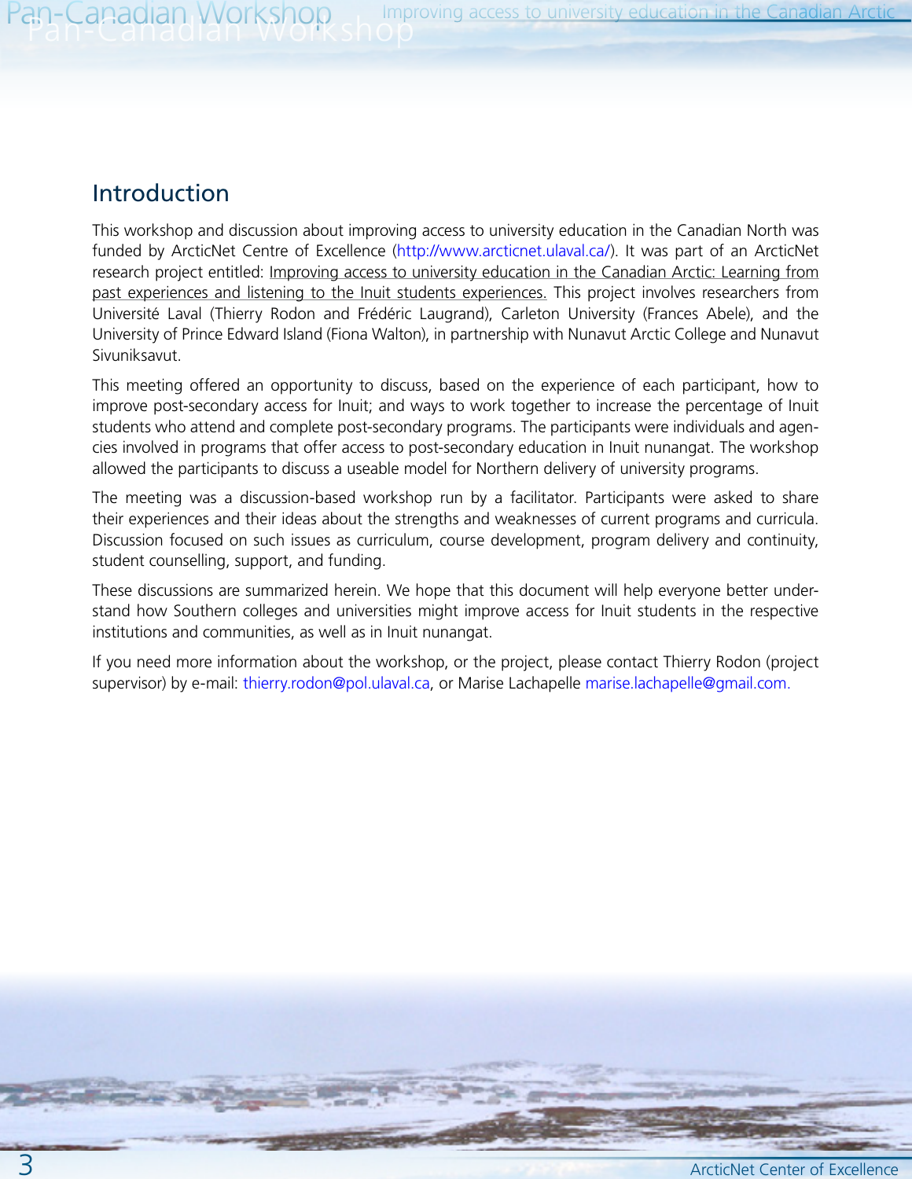## Introduction

This workshop and discussion about improving access to university education in the Canadian North was funded by ArcticNet Centre of Excellence (http://www.arcticnet.ulaval.ca/). It was part of an ArcticNet research project entitled: Improving access to university education in the Canadian Arctic: Learning from past experiences and listening to the Inuit students experiences. This project involves researchers from Université Laval (Thierry Rodon and Frédéric Laugrand), Carleton University (Frances Abele), and the University of Prince Edward Island (Fiona Walton), in partnership with Nunavut Arctic College and Nunavut Sivuniksavut.

This meeting offered an opportunity to discuss, based on the experience of each participant, how to improve post-secondary access for Inuit; and ways to work together to increase the percentage of Inuit students who attend and complete post-secondary programs. The participants were individuals and agencies involved in programs that offer access to post-secondary education in Inuit nunangat. The workshop allowed the participants to discuss a useable model for Northern delivery of university programs.

The meeting was a discussion-based workshop run by a facilitator. Participants were asked to share their experiences and their ideas about the strengths and weaknesses of current programs and curricula. Discussion focused on such issues as curriculum, course development, program delivery and continuity, student counselling, support, and funding.

These discussions are summarized herein. We hope that this document will help everyone better understand how Southern colleges and universities might improve access for Inuit students in the respective institutions and communities, as well as in Inuit nunangat.

If you need more information about the workshop, or the project, please contact Thierry Rodon (project supervisor) by e-mail: thierry.rodon@pol.ulaval.ca, or Marise Lachapelle marise.lachapelle@gmail.com.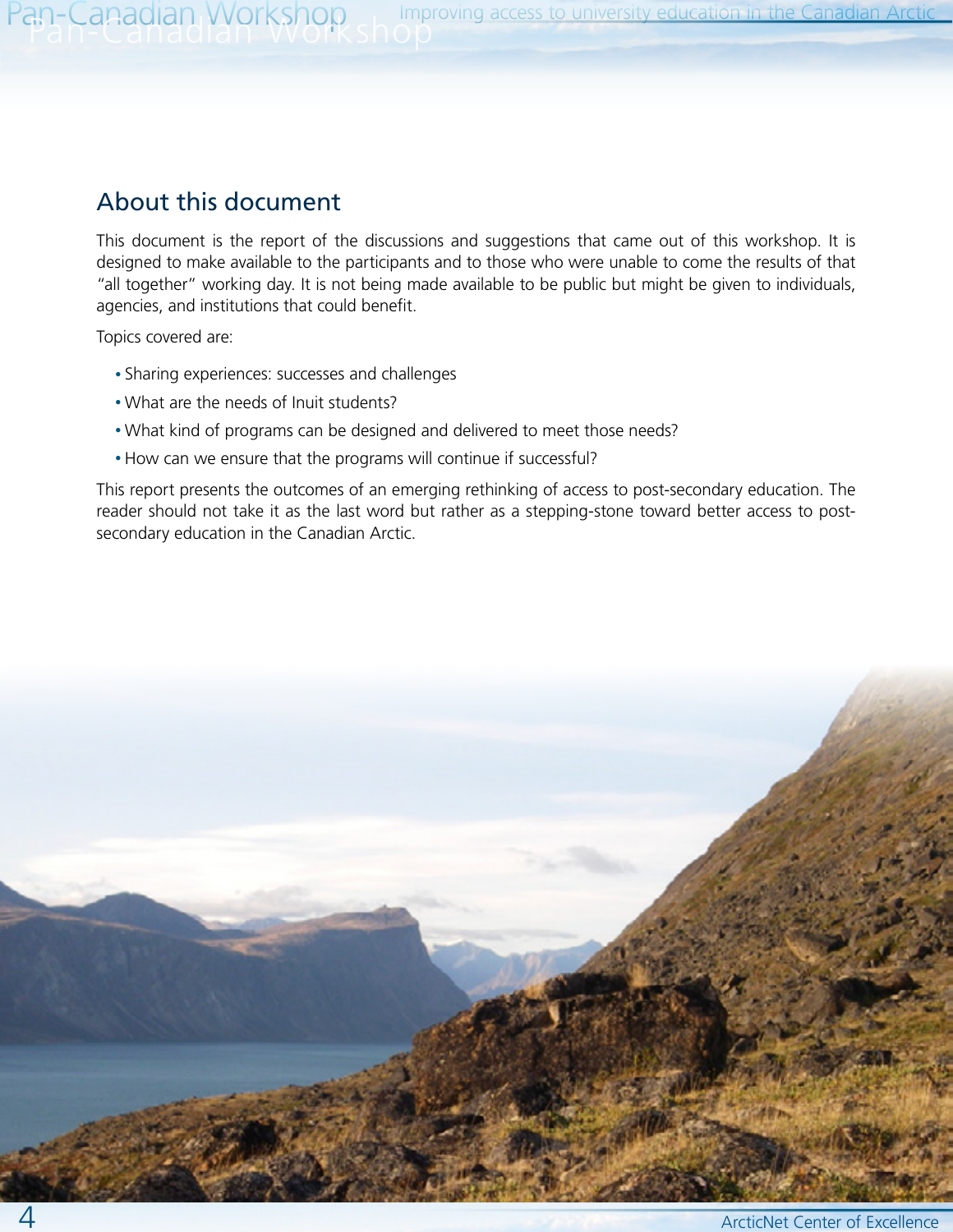## About this document

This document is the report of the discussions and suggestions that came out of this workshop. It is designed to make available to the participants and to those who were unable to come the results of that "all together" working day. It is not being made available to be public but might be given to individuals, agencies, and institutions that could benefit.

Topics covered are:

- Sharing experiences: successes and challenges
- What are the needs of Inuit students?
- What kind of programs can be designed and delivered to meet those needs?
- How can we ensure that the programs will continue if successful?

This report presents the outcomes of an emerging rethinking of access to post-secondary education. The reader should not take it as the last word but rather as a stepping-stone toward better access to post-secondary education in the Canadian Arctic.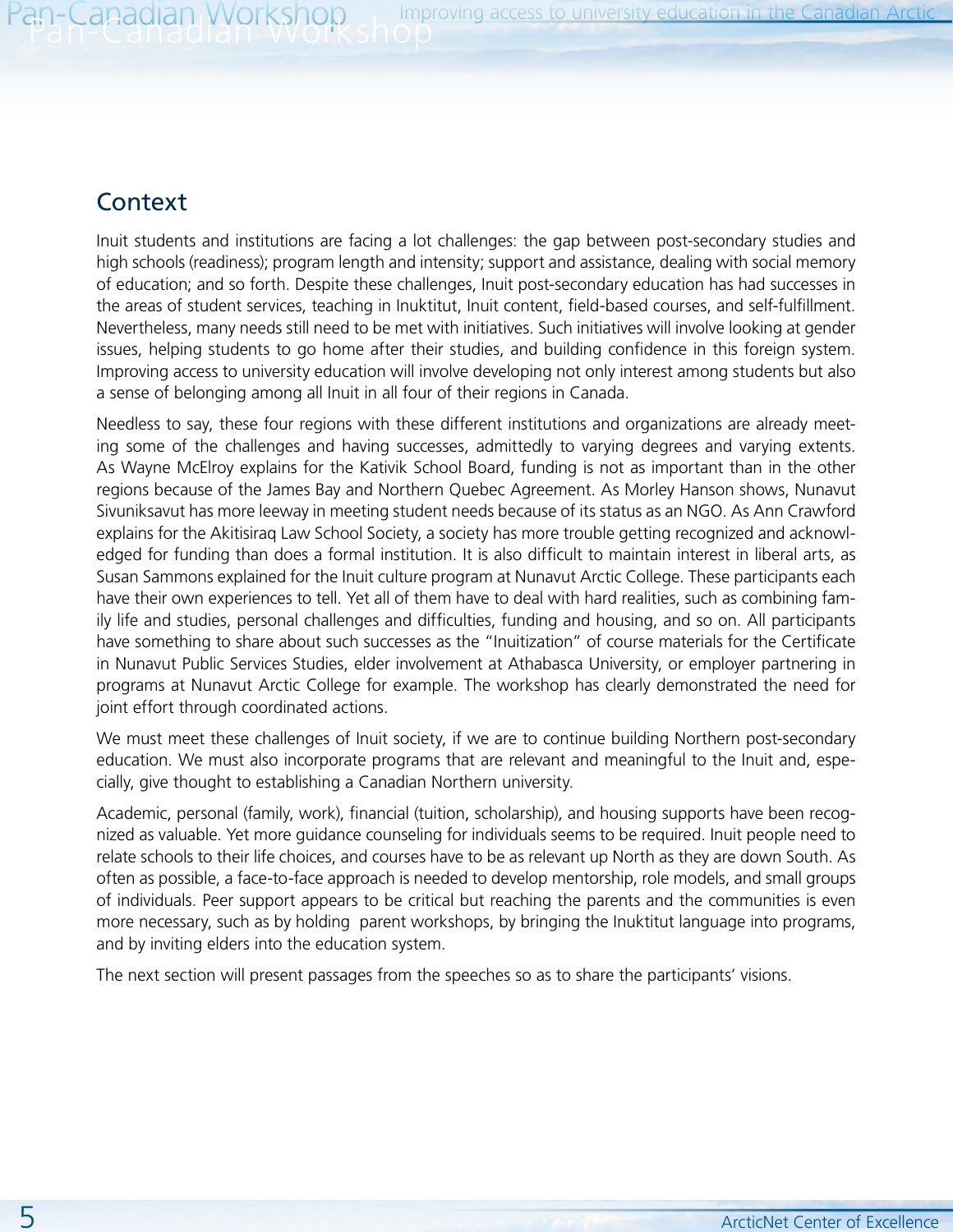## Context

Inuit students and institutions are facing a lot challenges: the gap between post-secondary studies and high schools (readiness); program length and intensity; support and assistance, dealing with social memory of education; and so forth. Despite these challenges, Inuit post-secondary education has had successes in the areas of student services, teaching in Inuktitut, Inuit content, field-based courses, and self-fulfillment. Nevertheless, many needs still need to be met with initiatives. Such initiatives will involve looking at gender issues, helping students to go home after their studies, and building confidence in this foreign system. Improving access to university education will involve developing not only interest among students but also a sense of belonging among all Inuit in all four of their regions in Canada.

Needless to say, these four regions with these different institutions and organizations are already meeting some of the challenges and having successes, admittedly to varying degrees and varying extents. As Wayne McElroy explains for the Kativik School Board, funding is not as important than in the other regions because of the James Bay and Northern Quebec Agreement. As Morley Hanson shows, Nunavut Sivuniksavut has more leeway in meeting student needs because of its status as an NGO. As Ann Crawford explains for the Akitisiraq Law School Society, a society has more trouble getting recognized and acknowledged for funding than does a formal institution. It is also difficult to maintain interest in liberal arts, as Susan Sammons explained for the Inuit culture program at Nunavut Arctic College. These participants each have their own experiences to tell. Yet all of them have to deal with hard realities, such as combining family life and studies, personal challenges and difficulties, funding and housing, and so on. All participants have something to share about such successes as the "Inuitization" of course materials for the Certificate in Nunavut Public Services Studies, elder involvement at Athabasca University, or employer partnering in programs at Nunavut Arctic College for example. The workshop has clearly demonstrated the need for joint effort through coordinated actions.

We must meet these challenges of Inuit society, if we are to continue building Northern post-secondary education. We must also incorporate programs that are relevant and meaningful to the Inuit and, especially, give thought to establishing a Canadian Northern university.

Academic, personal (family, work), financial (tuition, scholarship), and housing supports have been recognized as valuable. Yet more guidance counseling for individuals seems to be required. Inuit people need to relate schools to their life choices, and courses have to be as relevant up North as they are down South. As often as possible, a face-to-face approach is needed to develop mentorship, role models, and small groups of individuals. Peer support appears to be critical but reaching the parents and the communities is even more necessary, such as by holding parent workshops, by bringing the Inuktitut language into programs, and by inviting elders into the education system.

The next section will present passages from the speeches so as to share the participants' visions.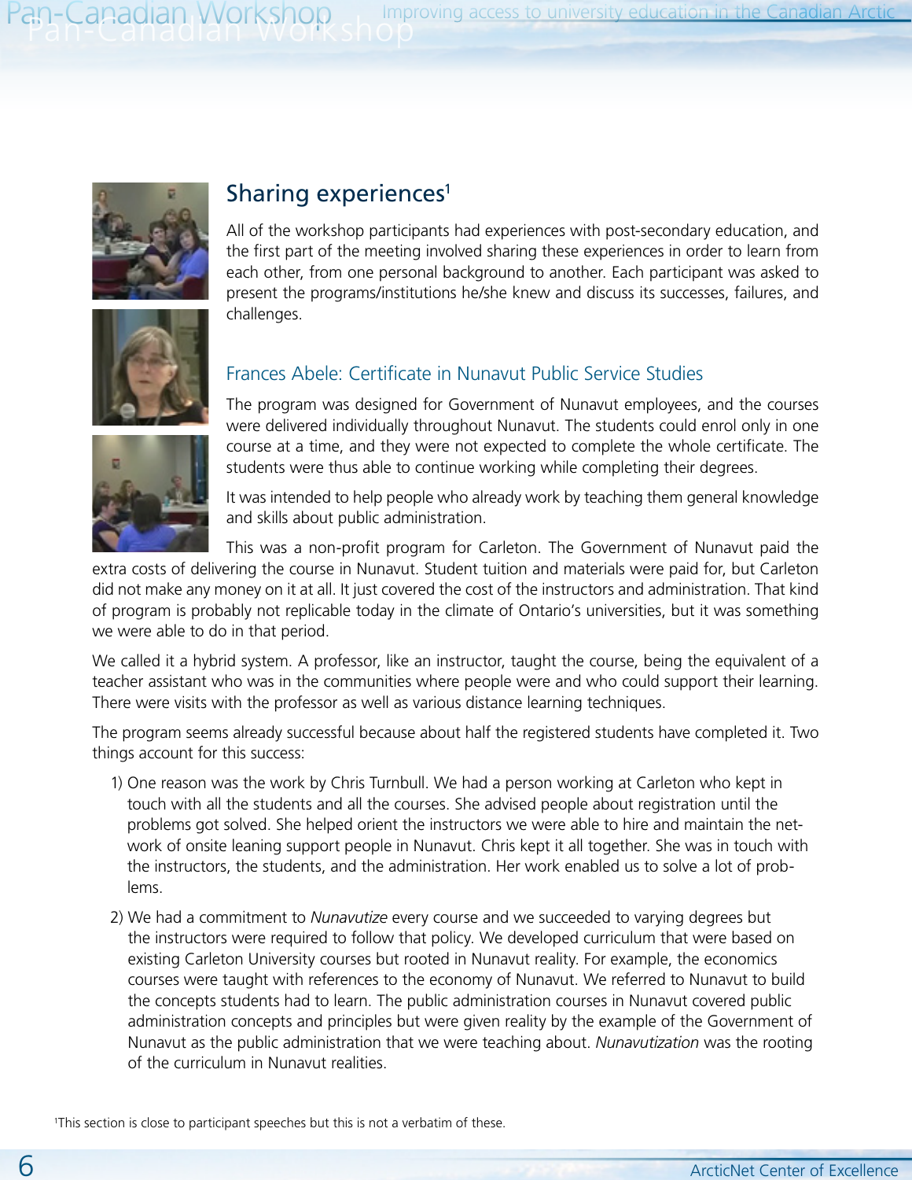## Sharing experiences[1]

All of the workshop participants had experiences with post-secondary education, and the first part of the meeting involved sharing these experiences in order to learn from each other, from one personal background to another. Each participant was asked to present the programs/institutions he/she knew and discuss its successes, failures, and challenges.

### Frances Abele: Certificate in Nunavut Public Service Studies

The program was designed for Government of Nunavut employees, and the courses were delivered individually throughout Nunavut. The students could enrol only in one course at a time, and they were not expected to complete the whole certificate. The students were thus able to continue working while completing their degrees.

It was intended to help people who already work by teaching them general knowledge and skills about public administration.

This was a non-profit program for Carleton. The Government of Nunavut paid the extra costs of delivering the course in Nunavut. Student tuition and materials were paid for, but Carleton did not make any money on it at all. It just covered the cost of the instructors and administration. That kind of program is probably not replicable today in the climate of Ontario's universities, but it was something we were able to do in that period.

We called it a hybrid system. A professor, like an instructor, taught the course, being the equivalent of a teacher assistant who was in the communities where people were and who could support their learning. There were visits with the professor as well as various distance learning techniques.

The program seems already successful because about half the registered students have completed it. Two things account for this success:

1) One reason was the work by Chris Turnbull. We had a person working at Carleton who kept in touch with all the students and all the courses. She advised people about registration until the problems got solved. She helped orient the instructors we were able to hire and maintain the network of onsite leaning support people in Nunavut. Chris kept it all together. She was in touch with the instructors, the students, and the administration. Her work enabled us to solve a lot of problems.

2) We had a commitment to *Nunavutize* every course and we succeeded to varying degrees but the instructors were required to follow that policy. We developed curriculum that were based on existing Carleton University courses but rooted in Nunavut reality. For example, the economics courses were taught with references to the economy of Nunavut. We referred to Nunavut to build the concepts students had to learn. The public administration courses in Nunavut covered public administration concepts and principles but were given reality by the example of the Government of Nunavut as the public administration that we were teaching about. *Nunavutization* was the rooting of the curriculum in Nunavut realities.

[1]This section is close to participant speeches but this is not a verbatim of these.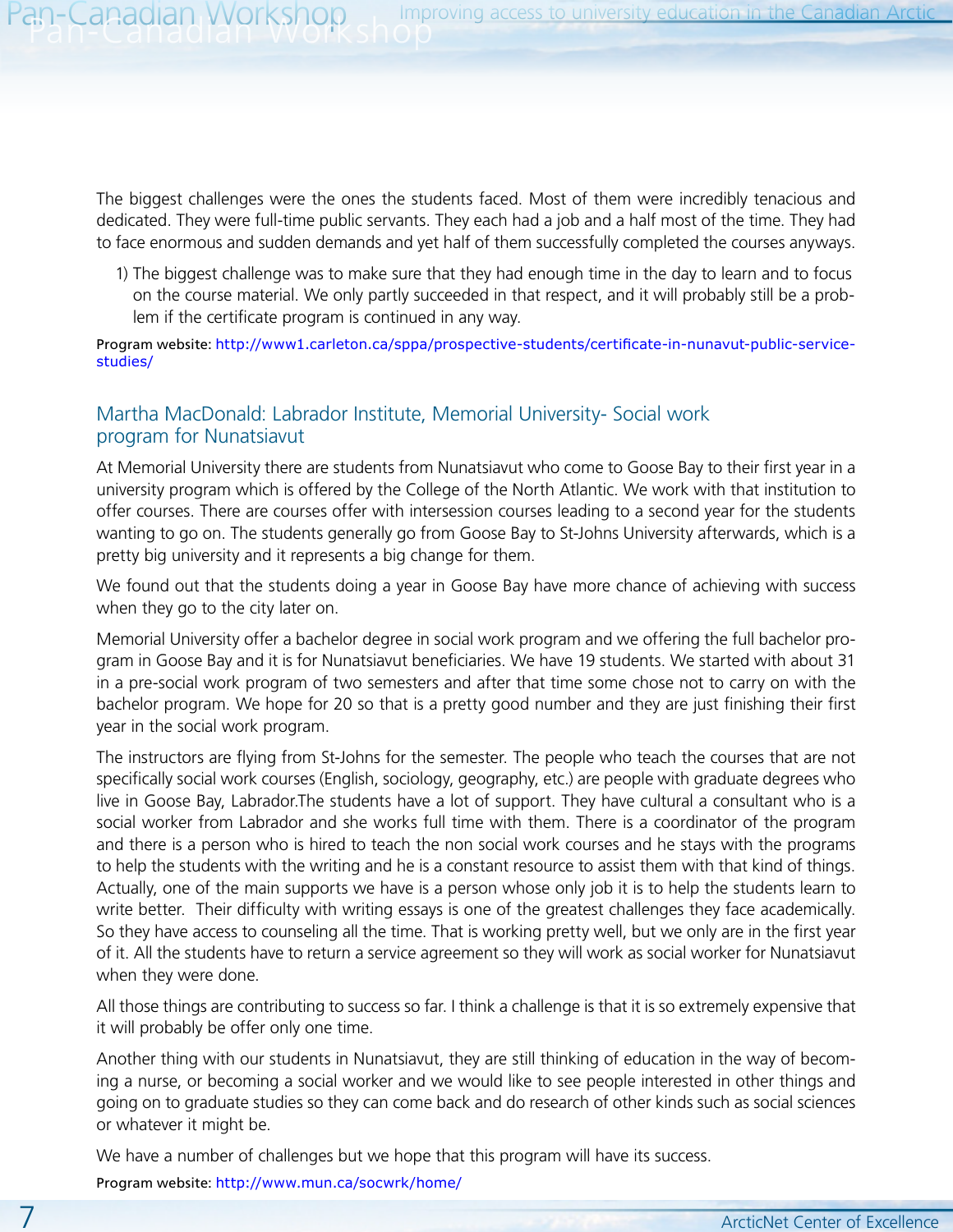The biggest challenges were the ones the students faced. Most of them were incredibly tenacious and dedicated. They were full-time public servants. They each had a job and a half most of the time. They had to face enormous and sudden demands and yet half of them successfully completed the courses anyways.

1) The biggest challenge was to make sure that they had enough time in the day to learn and to focus on the course material. We only partly succeeded in that respect, and it will probably still be a problem if the certificate program is continued in any way.

Program website: http://www1.carleton.ca/sppa/prospective-students/certificate-in-nunavut-public-service-studies/

## Martha MacDonald: Labrador Institute, Memorial University- Social work program for Nunatsiavut

At Memorial University there are students from Nunatsiavut who come to Goose Bay to their first year in a university program which is offered by the College of the North Atlantic. We work with that institution to offer courses. There are courses offer with intersession courses leading to a second year for the students wanting to go on. The students generally go from Goose Bay to St-Johns University afterwards, which is a pretty big university and it represents a big change for them.

We found out that the students doing a year in Goose Bay have more chance of achieving with success when they go to the city later on.

Memorial University offer a bachelor degree in social work program and we offering the full bachelor program in Goose Bay and it is for Nunatsiavut beneficiaries. We have 19 students. We started with about 31 in a pre-social work program of two semesters and after that time some chose not to carry on with the bachelor program. We hope for 20 so that is a pretty good number and they are just finishing their first year in the social work program.

The instructors are flying from St-Johns for the semester. The people who teach the courses that are not specifically social work courses (English, sociology, geography, etc.) are people with graduate degrees who live in Goose Bay, Labrador.The students have a lot of support. They have cultural a consultant who is a social worker from Labrador and she works full time with them. There is a coordinator of the program and there is a person who is hired to teach the non social work courses and he stays with the programs to help the students with the writing and he is a constant resource to assist them with that kind of things. Actually, one of the main supports we have is a person whose only job it is to help the students learn to write better. Their difficulty with writing essays is one of the greatest challenges they face academically. So they have access to counseling all the time. That is working pretty well, but we only are in the first year of it. All the students have to return a service agreement so they will work as social worker for Nunatsiavut when they were done.

All those things are contributing to success so far. I think a challenge is that it is so extremely expensive that it will probably be offer only one time.

Another thing with our students in Nunatsiavut, they are still thinking of education in the way of becoming a nurse, or becoming a social worker and we would like to see people interested in other things and going on to graduate studies so they can come back and do research of other kinds such as social sciences or whatever it might be.

We have a number of challenges but we hope that this program will have its success.

Program website: http://www.mun.ca/socwrk/home/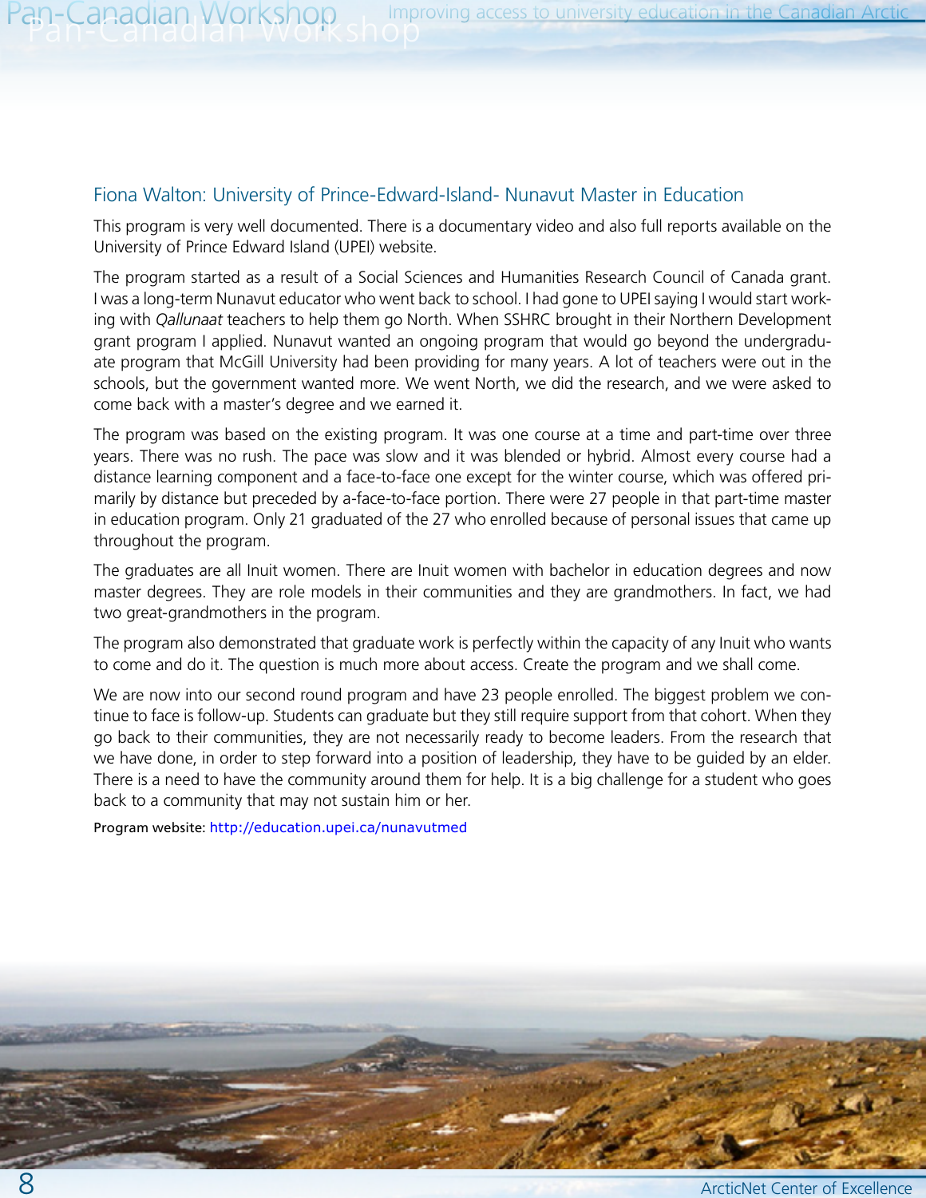## Fiona Walton: University of Prince-Edward-Island- Nunavut Master in Education

This program is very well documented. There is a documentary video and also full reports available on the University of Prince Edward Island (UPEI) website.

The program started as a result of a Social Sciences and Humanities Research Council of Canada grant. I was a long-term Nunavut educator who went back to school. I had gone to UPEI saying I would start working with *Qallunaat* teachers to help them go North. When SSHRC brought in their Northern Development grant program I applied. Nunavut wanted an ongoing program that would go beyond the undergraduate program that McGill University had been providing for many years. A lot of teachers were out in the schools, but the government wanted more. We went North, we did the research, and we were asked to come back with a master's degree and we earned it.

The program was based on the existing program. It was one course at a time and part-time over three years. There was no rush. The pace was slow and it was blended or hybrid. Almost every course had a distance learning component and a face-to-face one except for the winter course, which was offered primarily by distance but preceded by a-face-to-face portion. There were 27 people in that part-time master in education program. Only 21 graduated of the 27 who enrolled because of personal issues that came up throughout the program.

The graduates are all Inuit women. There are Inuit women with bachelor in education degrees and now master degrees. They are role models in their communities and they are grandmothers. In fact, we had two great-grandmothers in the program.

The program also demonstrated that graduate work is perfectly within the capacity of any Inuit who wants to come and do it. The question is much more about access. Create the program and we shall come.

We are now into our second round program and have 23 people enrolled. The biggest problem we continue to face is follow-up. Students can graduate but they still require support from that cohort. When they go back to their communities, they are not necessarily ready to become leaders. From the research that we have done, in order to step forward into a position of leadership, they have to be guided by an elder. There is a need to have the community around them for help. It is a big challenge for a student who goes back to a community that may not sustain him or her.

Program website: http://education.upei.ca/nunavutmed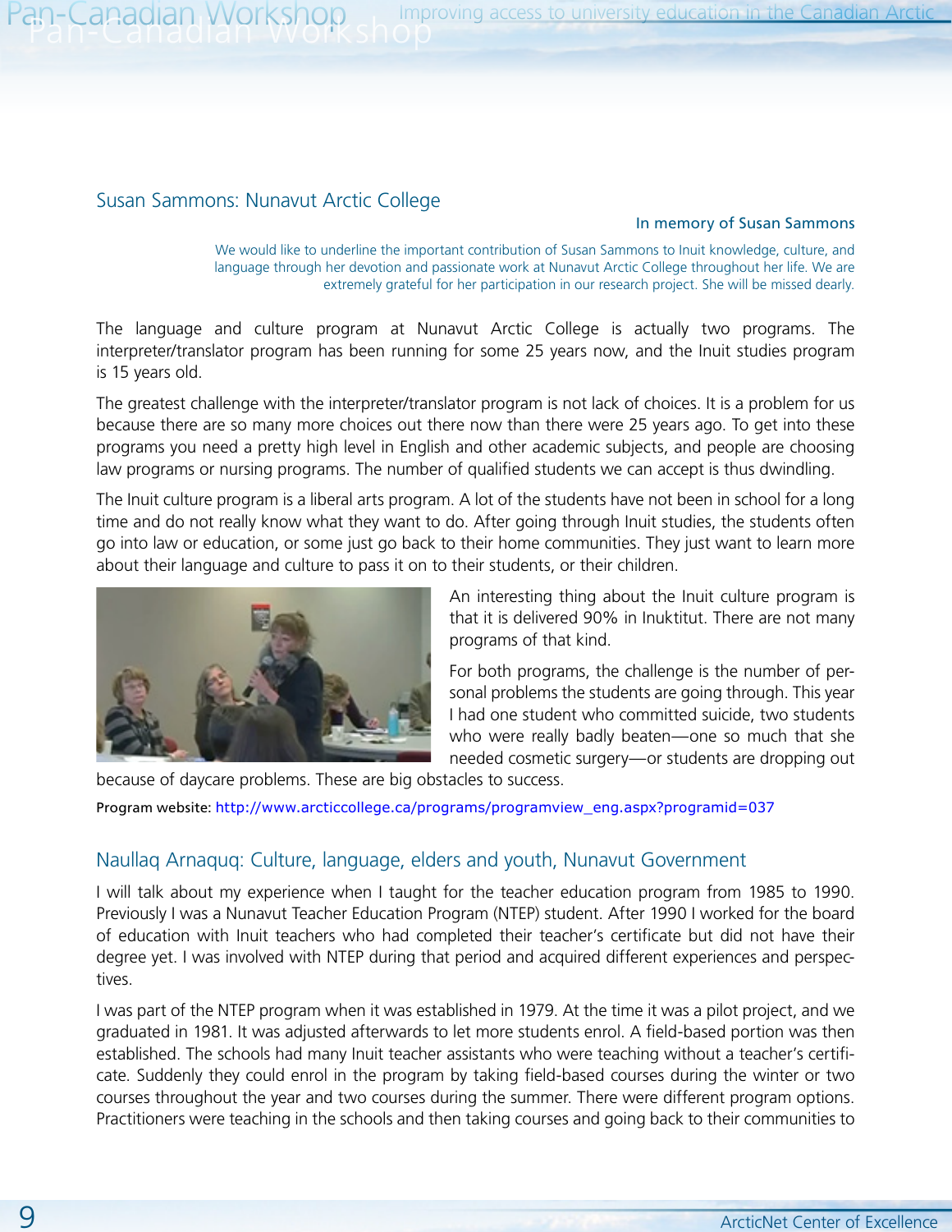## Susan Sammons: Nunavut Arctic College

**In memory of Susan Sammons**

*We would like to underline the important contribution of Susan Sammons to Inuit knowledge, culture, and language through her devotion and passionate work at Nunavut Arctic College throughout her life. We are extremely grateful for her participation in our research project. She will be missed dearly.*

The language and culture program at Nunavut Arctic College is actually two programs. The interpreter/translator program has been running for some 25 years now, and the Inuit studies program is 15 years old.

The greatest challenge with the interpreter/translator program is not lack of choices. It is a problem for us because there are so many more choices out there now than there were 25 years ago. To get into these programs you need a pretty high level in English and other academic subjects, and people are choosing law programs or nursing programs. The number of qualified students we can accept is thus dwindling.

The Inuit culture program is a liberal arts program. A lot of the students have not been in school for a long time and do not really know what they want to do. After going through Inuit studies, the students often go into law or education, or some just go back to their home communities. They just want to learn more about their language and culture to pass it on to their students, or their children.

An interesting thing about the Inuit culture program is that it is delivered 90% in Inuktitut. There are not many programs of that kind.

For both programs, the challenge is the number of personal problems the students are going through. This year I had one student who committed suicide, two students who were really badly beaten—one so much that she needed cosmetic surgery—or students are dropping out because of daycare problems. These are big obstacles to success.

Program website: http://www.arcticcollege.ca/programs/programview_eng.aspx?programid=037

## Naullaq Arnaquq: Culture, language, elders and youth, Nunavut Government

I will talk about my experience when I taught for the teacher education program from 1985 to 1990. Previously I was a Nunavut Teacher Education Program (NTEP) student. After 1990 I worked for the board of education with Inuit teachers who had completed their teacher's certificate but did not have their degree yet. I was involved with NTEP during that period and acquired different experiences and perspectives.

I was part of the NTEP program when it was established in 1979. At the time it was a pilot project, and we graduated in 1981. It was adjusted afterwards to let more students enrol. A field-based portion was then established. The schools had many Inuit teacher assistants who were teaching without a teacher's certificate. Suddenly they could enrol in the program by taking field-based courses during the winter or two courses throughout the year and two courses during the summer. There were different program options. Practitioners were teaching in the schools and then taking courses and going back to their communities to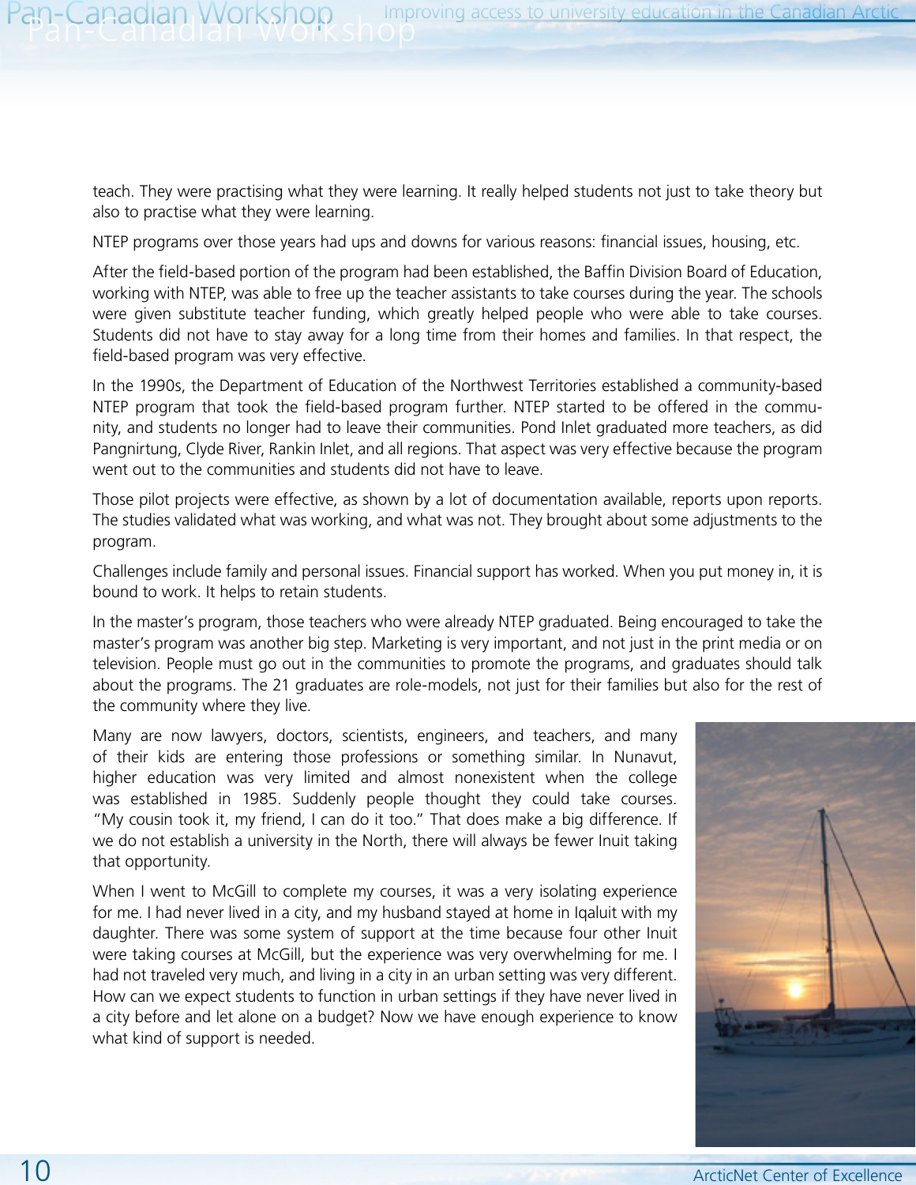teach. They were practising what they were learning. It really helped students not just to take theory but also to practise what they were learning.

NTEP programs over those years had ups and downs for various reasons: financial issues, housing, etc.

After the field-based portion of the program had been established, the Baffin Division Board of Education, working with NTEP, was able to free up the teacher assistants to take courses during the year. The schools were given substitute teacher funding, which greatly helped people who were able to take courses. Students did not have to stay away for a long time from their homes and families. In that respect, the field-based program was very effective.

In the 1990s, the Department of Education of the Northwest Territories established a community-based NTEP program that took the field-based program further. NTEP started to be offered in the community, and students no longer had to leave their communities. Pond Inlet graduated more teachers, as did Pangnirtung, Clyde River, Rankin Inlet, and all regions. That aspect was very effective because the program went out to the communities and students did not have to leave.

Those pilot projects were effective, as shown by a lot of documentation available, reports upon reports. The studies validated what was working, and what was not. They brought about some adjustments to the program.

Challenges include family and personal issues. Financial support has worked. When you put money in, it is bound to work. It helps to retain students.

In the master's program, those teachers who were already NTEP graduated. Being encouraged to take the master's program was another big step. Marketing is very important, and not just in the print media or on television. People must go out in the communities to promote the programs, and graduates should talk about the programs. The 21 graduates are role-models, not just for their families but also for the rest of the community where they live.

Many are now lawyers, doctors, scientists, engineers, and teachers, and many of their kids are entering those professions or something similar. In Nunavut, higher education was very limited and almost nonexistent when the college was established in 1985. Suddenly people thought they could take courses. "My cousin took it, my friend, I can do it too." That does make a big difference. If we do not establish a university in the North, there will always be fewer Inuit taking that opportunity.

When I went to McGill to complete my courses, it was a very isolating experience for me. I had never lived in a city, and my husband stayed at home in Iqaluit with my daughter. There was some system of support at the time because four other Inuit were taking courses at McGill, but the experience was very overwhelming for me. I had not traveled very much, and living in a city in an urban setting was very different. How can we expect students to function in urban settings if they have never lived in a city before and let alone on a budget? Now we have enough experience to know what kind of support is needed.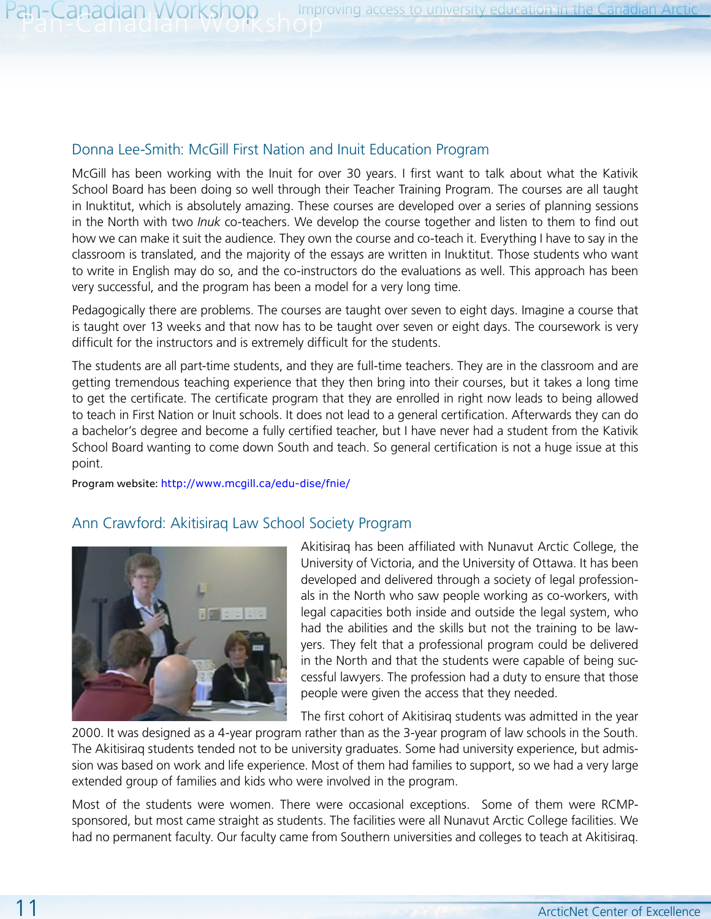## Donna Lee-Smith: McGill First Nation and Inuit Education Program

McGill has been working with the Inuit for over 30 years. I first want to talk about what the Kativik School Board has been doing so well through their Teacher Training Program. The courses are all taught in Inuktitut, which is absolutely amazing. These courses are developed over a series of planning sessions in the North with two *Inuk* co-teachers. We develop the course together and listen to them to find out how we can make it suit the audience. They own the course and co-teach it. Everything I have to say in the classroom is translated, and the majority of the essays are written in Inuktitut. Those students who want to write in English may do so, and the co-instructors do the evaluations as well. This approach has been very successful, and the program has been a model for a very long time.

Pedagogically there are problems. The courses are taught over seven to eight days. Imagine a course that is taught over 13 weeks and that now has to be taught over seven or eight days. The coursework is very difficult for the instructors and is extremely difficult for the students.

The students are all part-time students, and they are full-time teachers. They are in the classroom and are getting tremendous teaching experience that they then bring into their courses, but it takes a long time to get the certificate. The certificate program that they are enrolled in right now leads to being allowed to teach in First Nation or Inuit schools. It does not lead to a general certification. Afterwards they can do a bachelor's degree and become a fully certified teacher, but I have never had a student from the Kativik School Board wanting to come down South and teach. So general certification is not a huge issue at this point.

Program website: http://www.mcgill.ca/edu-dise/fnie/

## Ann Crawford: Akitisiraq Law School Society Program

Akitisiraq has been affiliated with Nunavut Arctic College, the University of Victoria, and the University of Ottawa. It has been developed and delivered through a society of legal professionals in the North who saw people working as co-workers, with legal capacities both inside and outside the legal system, who had the abilities and the skills but not the training to be lawyers. They felt that a professional program could be delivered in the North and that the students were capable of being successful lawyers. The profession had a duty to ensure that those people were given the access that they needed.

The first cohort of Akitisiraq students was admitted in the year 2000. It was designed as a 4-year program rather than as the 3-year program of law schools in the South. The Akitisiraq students tended not to be university graduates. Some had university experience, but admission was based on work and life experience. Most of them had families to support, so we had a very large extended group of families and kids who were involved in the program.

Most of the students were women. There were occasional exceptions. Some of them were RCMP-sponsored, but most came straight as students. The facilities were all Nunavut Arctic College facilities. We had no permanent faculty. Our faculty came from Southern universities and colleges to teach at Akitisiraq.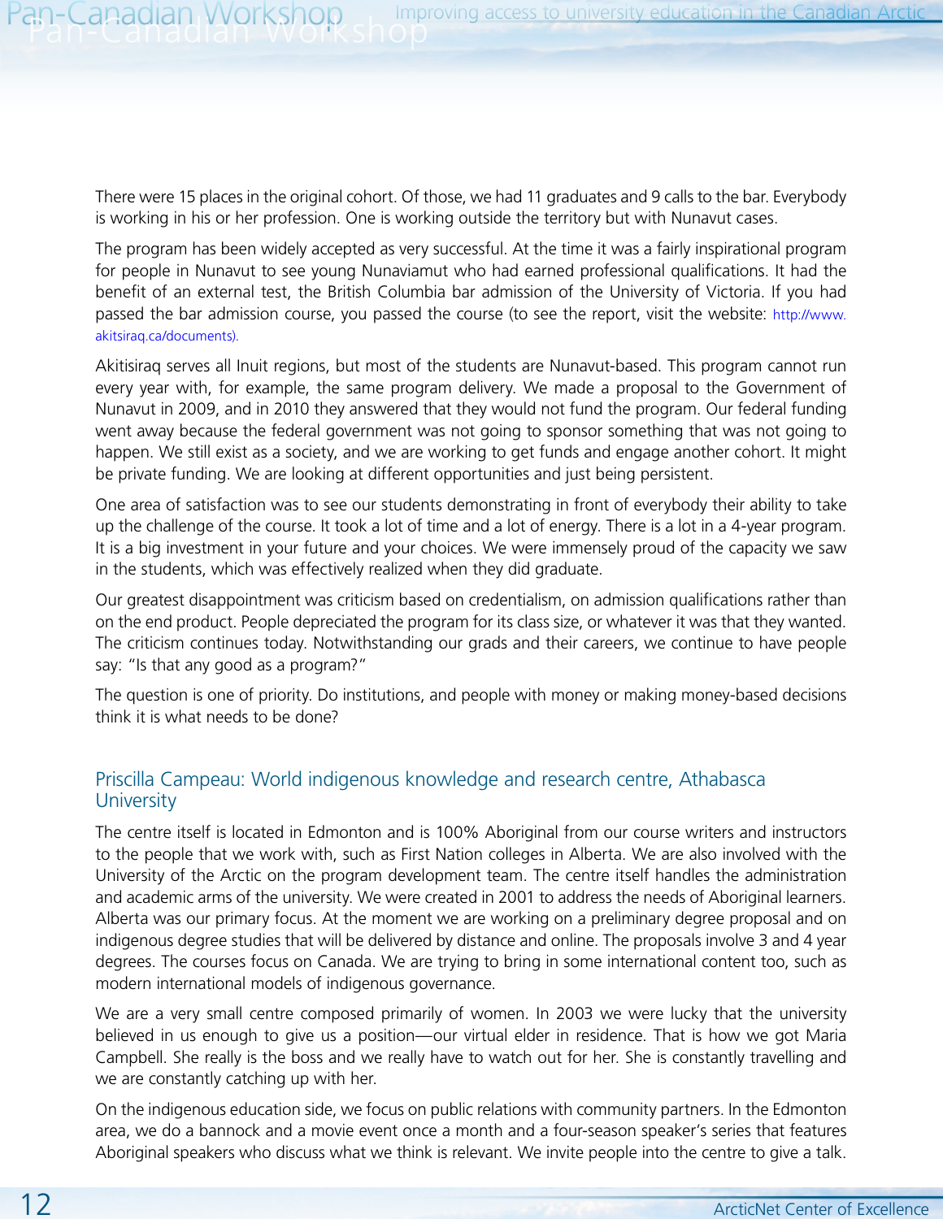There were 15 places in the original cohort. Of those, we had 11 graduates and 9 calls to the bar. Everybody is working in his or her profession. One is working outside the territory but with Nunavut cases.

The program has been widely accepted as very successful. At the time it was a fairly inspirational program for people in Nunavut to see young Nunaviamut who had earned professional qualifications. It had the benefit of an external test, the British Columbia bar admission of the University of Victoria. If you had passed the bar admission course, you passed the course (to see the report, visit the website: http://www.akitsiraq.ca/documents).

Akitisiraq serves all Inuit regions, but most of the students are Nunavut-based. This program cannot run every year with, for example, the same program delivery. We made a proposal to the Government of Nunavut in 2009, and in 2010 they answered that they would not fund the program. Our federal funding went away because the federal government was not going to sponsor something that was not going to happen. We still exist as a society, and we are working to get funds and engage another cohort. It might be private funding. We are looking at different opportunities and just being persistent.

One area of satisfaction was to see our students demonstrating in front of everybody their ability to take up the challenge of the course. It took a lot of time and a lot of energy. There is a lot in a 4-year program. It is a big investment in your future and your choices. We were immensely proud of the capacity we saw in the students, which was effectively realized when they did graduate.

Our greatest disappointment was criticism based on credentialism, on admission qualifications rather than on the end product. People depreciated the program for its class size, or whatever it was that they wanted. The criticism continues today. Notwithstanding our grads and their careers, we continue to have people say: "Is that any good as a program?"

The question is one of priority. Do institutions, and people with money or making money-based decisions think it is what needs to be done?

## Priscilla Campeau: World indigenous knowledge and research centre, Athabasca University

The centre itself is located in Edmonton and is 100% Aboriginal from our course writers and instructors to the people that we work with, such as First Nation colleges in Alberta. We are also involved with the University of the Arctic on the program development team. The centre itself handles the administration and academic arms of the university. We were created in 2001 to address the needs of Aboriginal learners. Alberta was our primary focus. At the moment we are working on a preliminary degree proposal and on indigenous degree studies that will be delivered by distance and online. The proposals involve 3 and 4 year degrees. The courses focus on Canada. We are trying to bring in some international content too, such as modern international models of indigenous governance.

We are a very small centre composed primarily of women. In 2003 we were lucky that the university believed in us enough to give us a position—our virtual elder in residence. That is how we got Maria Campbell. She really is the boss and we really have to watch out for her. She is constantly travelling and we are constantly catching up with her.

On the indigenous education side, we focus on public relations with community partners. In the Edmonton area, we do a bannock and a movie event once a month and a four-season speaker's series that features Aboriginal speakers who discuss what we think is relevant. We invite people into the centre to give a talk.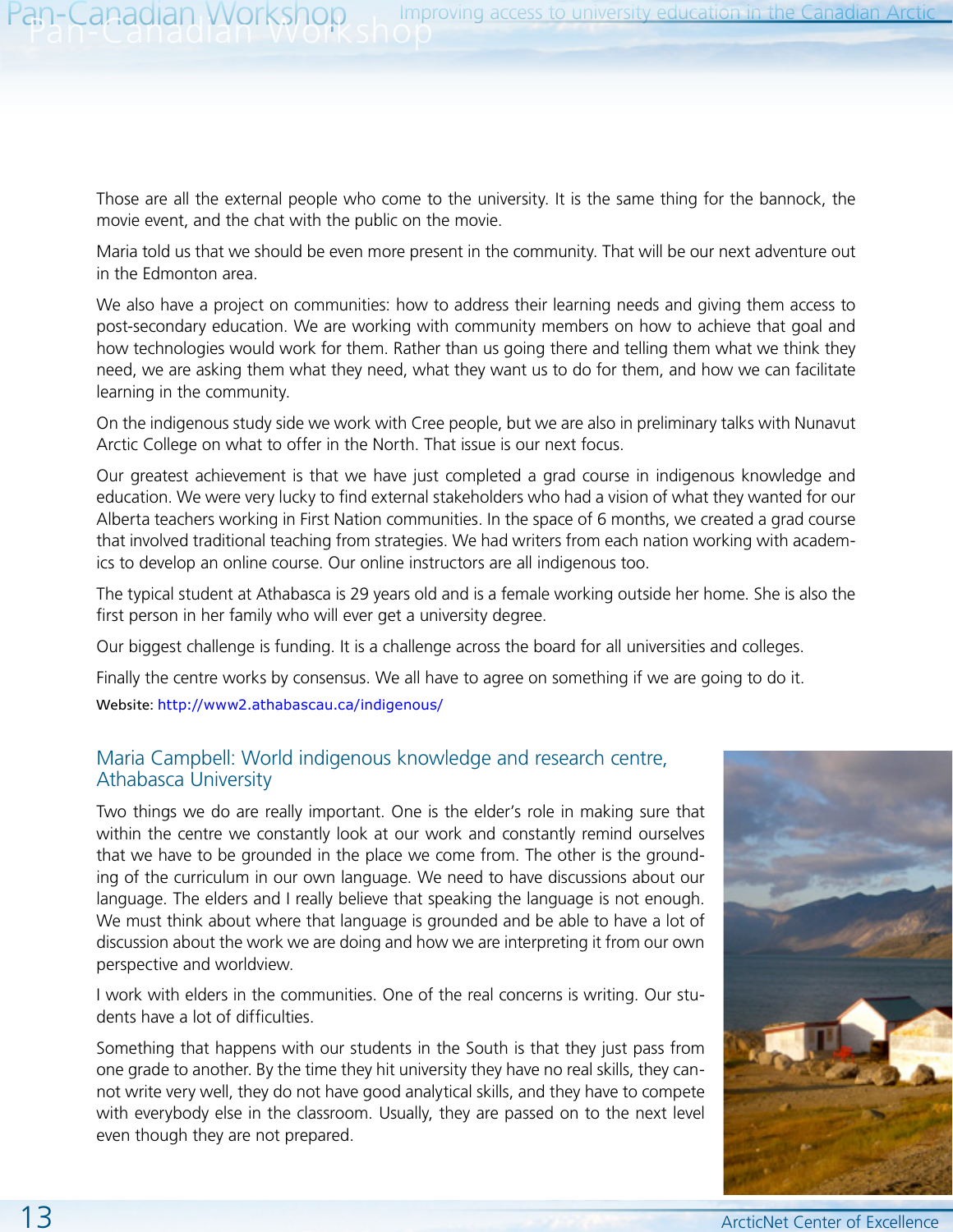Those are all the external people who come to the university. It is the same thing for the bannock, the movie event, and the chat with the public on the movie.

Maria told us that we should be even more present in the community. That will be our next adventure out in the Edmonton area.

We also have a project on communities: how to address their learning needs and giving them access to post-secondary education. We are working with community members on how to achieve that goal and how technologies would work for them. Rather than us going there and telling them what we think they need, we are asking them what they need, what they want us to do for them, and how we can facilitate learning in the community.

On the indigenous study side we work with Cree people, but we are also in preliminary talks with Nunavut Arctic College on what to offer in the North. That issue is our next focus.

Our greatest achievement is that we have just completed a grad course in indigenous knowledge and education. We were very lucky to find external stakeholders who had a vision of what they wanted for our Alberta teachers working in First Nation communities. In the space of 6 months, we created a grad course that involved traditional teaching from strategies. We had writers from each nation working with academics to develop an online course. Our online instructors are all indigenous too.

The typical student at Athabasca is 29 years old and is a female working outside her home. She is also the first person in her family who will ever get a university degree.

Our biggest challenge is funding. It is a challenge across the board for all universities and colleges.

Finally the centre works by consensus. We all have to agree on something if we are going to do it.

Website: http://www2.athabascau.ca/indigenous/

## Maria Campbell: World indigenous knowledge and research centre, Athabasca University

Two things we do are really important. One is the elder's role in making sure that within the centre we constantly look at our work and constantly remind ourselves that we have to be grounded in the place we come from. The other is the grounding of the curriculum in our own language. We need to have discussions about our language. The elders and I really believe that speaking the language is not enough. We must think about where that language is grounded and be able to have a lot of discussion about the work we are doing and how we are interpreting it from our own perspective and worldview.

I work with elders in the communities. One of the real concerns is writing. Our students have a lot of difficulties.

Something that happens with our students in the South is that they just pass from one grade to another. By the time they hit university they have no real skills, they cannot write very well, they do not have good analytical skills, and they have to compete with everybody else in the classroom. Usually, they are passed on to the next level even though they are not prepared.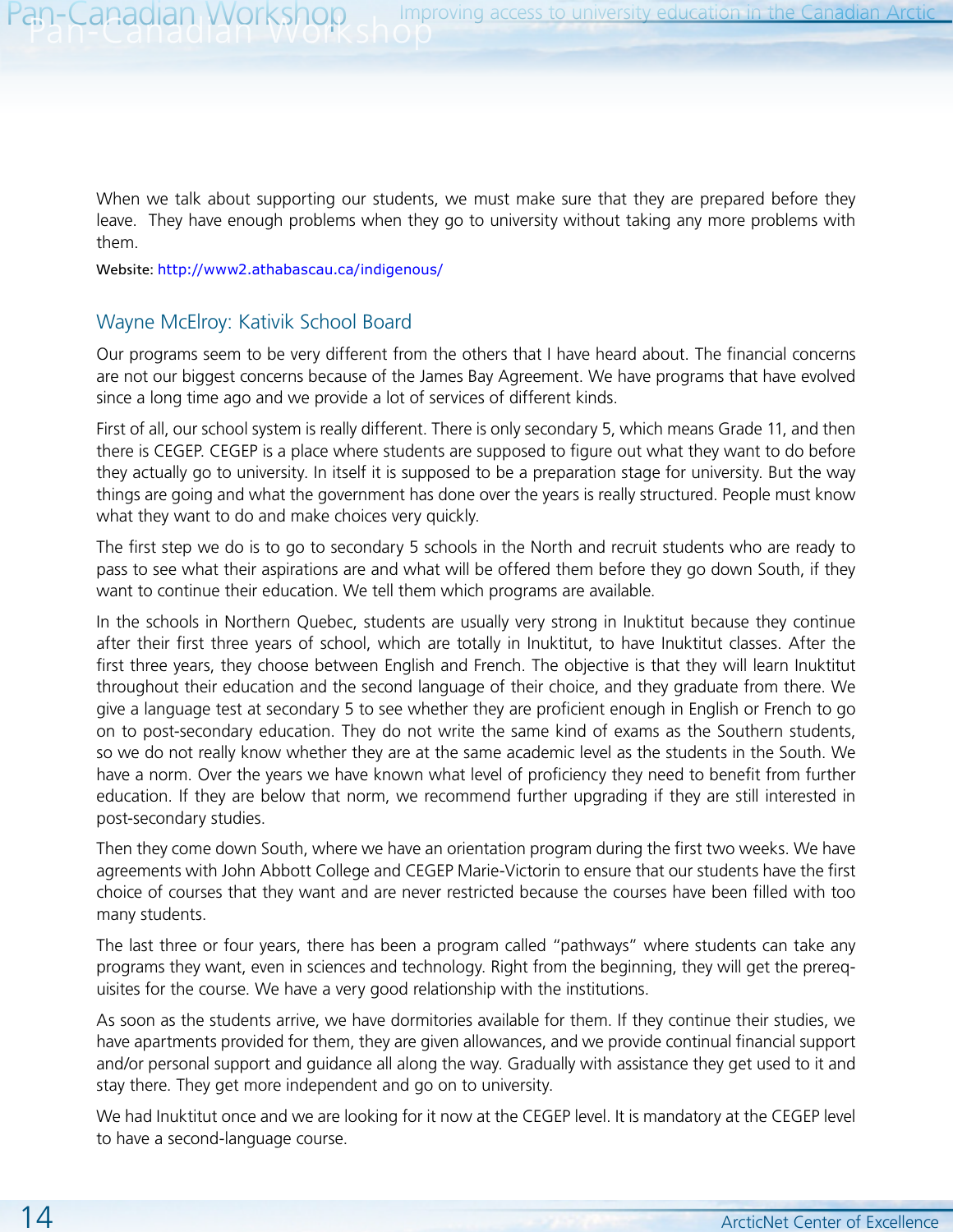When we talk about supporting our students, we must make sure that they are prepared before they leave. They have enough problems when they go to university without taking any more problems with them.

Website: http://www2.athabascau.ca/indigenous/

## Wayne McElroy: Kativik School Board

Our programs seem to be very different from the others that I have heard about. The financial concerns are not our biggest concerns because of the James Bay Agreement. We have programs that have evolved since a long time ago and we provide a lot of services of different kinds.

First of all, our school system is really different. There is only secondary 5, which means Grade 11, and then there is CEGEP. CEGEP is a place where students are supposed to figure out what they want to do before they actually go to university. In itself it is supposed to be a preparation stage for university. But the way things are going and what the government has done over the years is really structured. People must know what they want to do and make choices very quickly.

The first step we do is to go to secondary 5 schools in the North and recruit students who are ready to pass to see what their aspirations are and what will be offered them before they go down South, if they want to continue their education. We tell them which programs are available.

In the schools in Northern Quebec, students are usually very strong in Inuktitut because they continue after their first three years of school, which are totally in Inuktitut, to have Inuktitut classes. After the first three years, they choose between English and French. The objective is that they will learn Inuktitut throughout their education and the second language of their choice, and they graduate from there. We give a language test at secondary 5 to see whether they are proficient enough in English or French to go on to post-secondary education. They do not write the same kind of exams as the Southern students, so we do not really know whether they are at the same academic level as the students in the South. We have a norm. Over the years we have known what level of proficiency they need to benefit from further education. If they are below that norm, we recommend further upgrading if they are still interested in post-secondary studies.

Then they come down South, where we have an orientation program during the first two weeks. We have agreements with John Abbott College and CEGEP Marie-Victorin to ensure that our students have the first choice of courses that they want and are never restricted because the courses have been filled with too many students.

The last three or four years, there has been a program called "pathways" where students can take any programs they want, even in sciences and technology. Right from the beginning, they will get the prerequisites for the course. We have a very good relationship with the institutions.

As soon as the students arrive, we have dormitories available for them. If they continue their studies, we have apartments provided for them, they are given allowances, and we provide continual financial support and/or personal support and guidance all along the way. Gradually with assistance they get used to it and stay there. They get more independent and go on to university.

We had Inuktitut once and we are looking for it now at the CEGEP level. It is mandatory at the CEGEP level to have a second-language course.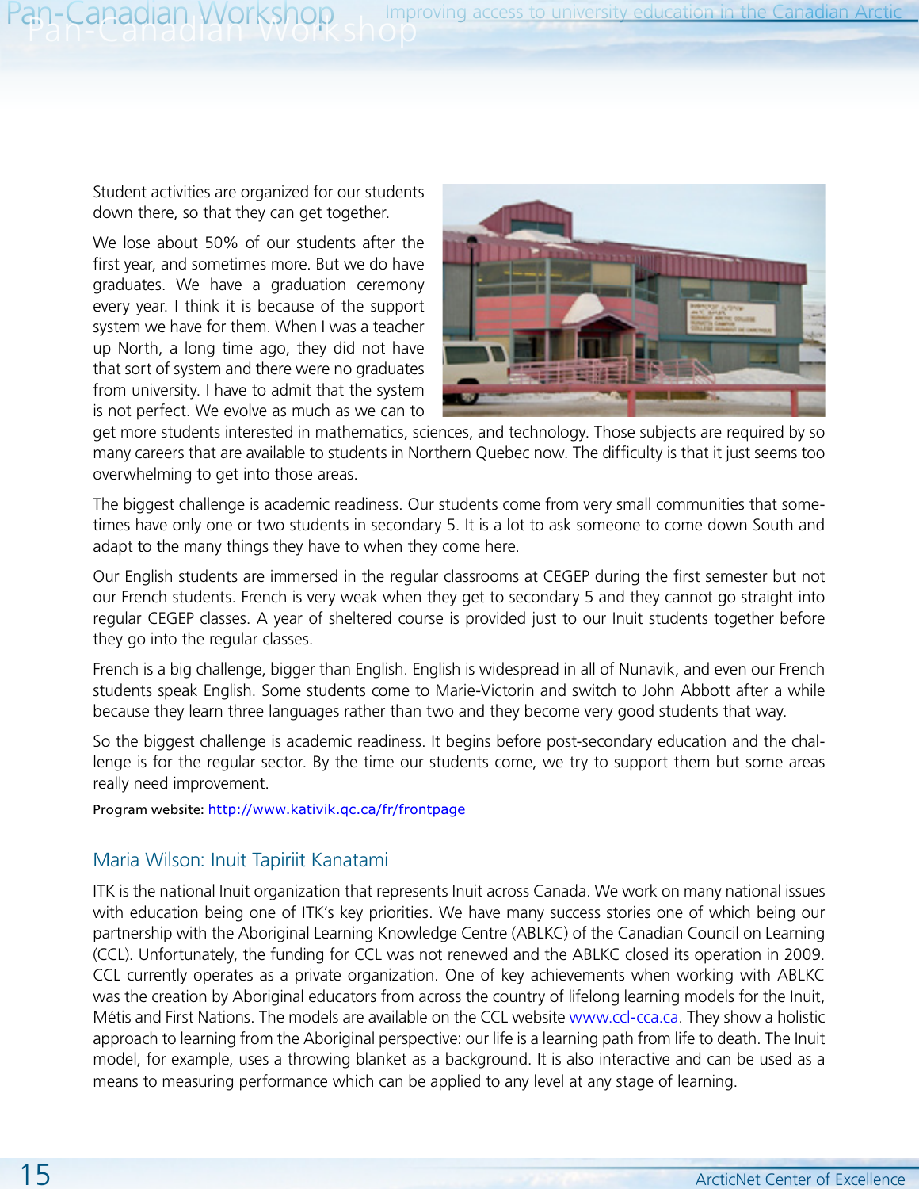Student activities are organized for our students down there, so that they can get together.

We lose about 50% of our students after the first year, and sometimes more. But we do have graduates. We have a graduation ceremony every year. I think it is because of the support system we have for them. When I was a teacher up North, a long time ago, they did not have that sort of system and there were no graduates from university. I have to admit that the system is not perfect. We evolve as much as we can to get more students interested in mathematics, sciences, and technology. Those subjects are required by so many careers that are available to students in Northern Quebec now. The difficulty is that it just seems too overwhelming to get into those areas.

The biggest challenge is academic readiness. Our students come from very small communities that sometimes have only one or two students in secondary 5. It is a lot to ask someone to come down South and adapt to the many things they have to when they come here.

Our English students are immersed in the regular classrooms at CEGEP during the first semester but not our French students. French is very weak when they get to secondary 5 and they cannot go straight into regular CEGEP classes. A year of sheltered course is provided just to our Inuit students together before they go into the regular classes.

French is a big challenge, bigger than English. English is widespread in all of Nunavik, and even our French students speak English. Some students come to Marie-Victorin and switch to John Abbott after a while because they learn three languages rather than two and they become very good students that way.

So the biggest challenge is academic readiness. It begins before post-secondary education and the challenge is for the regular sector. By the time our students come, we try to support them but some areas really need improvement.

Program website: http://www.kativik.qc.ca/fr/frontpage

## Maria Wilson: Inuit Tapiriit Kanatami

ITK is the national Inuit organization that represents Inuit across Canada. We work on many national issues with education being one of ITK's key priorities. We have many success stories one of which being our partnership with the Aboriginal Learning Knowledge Centre (ABLKC) of the Canadian Council on Learning (CCL). Unfortunately, the funding for CCL was not renewed and the ABLKC closed its operation in 2009. CCL currently operates as a private organization. One of key achievements when working with ABLKC was the creation by Aboriginal educators from across the country of lifelong learning models for the Inuit, Métis and First Nations. The models are available on the CCL website www.ccl-cca.ca. They show a holistic approach to learning from the Aboriginal perspective: our life is a learning path from life to death. The Inuit model, for example, uses a throwing blanket as a background. It is also interactive and can be used as a means to measuring performance which can be applied to any level at any stage of learning.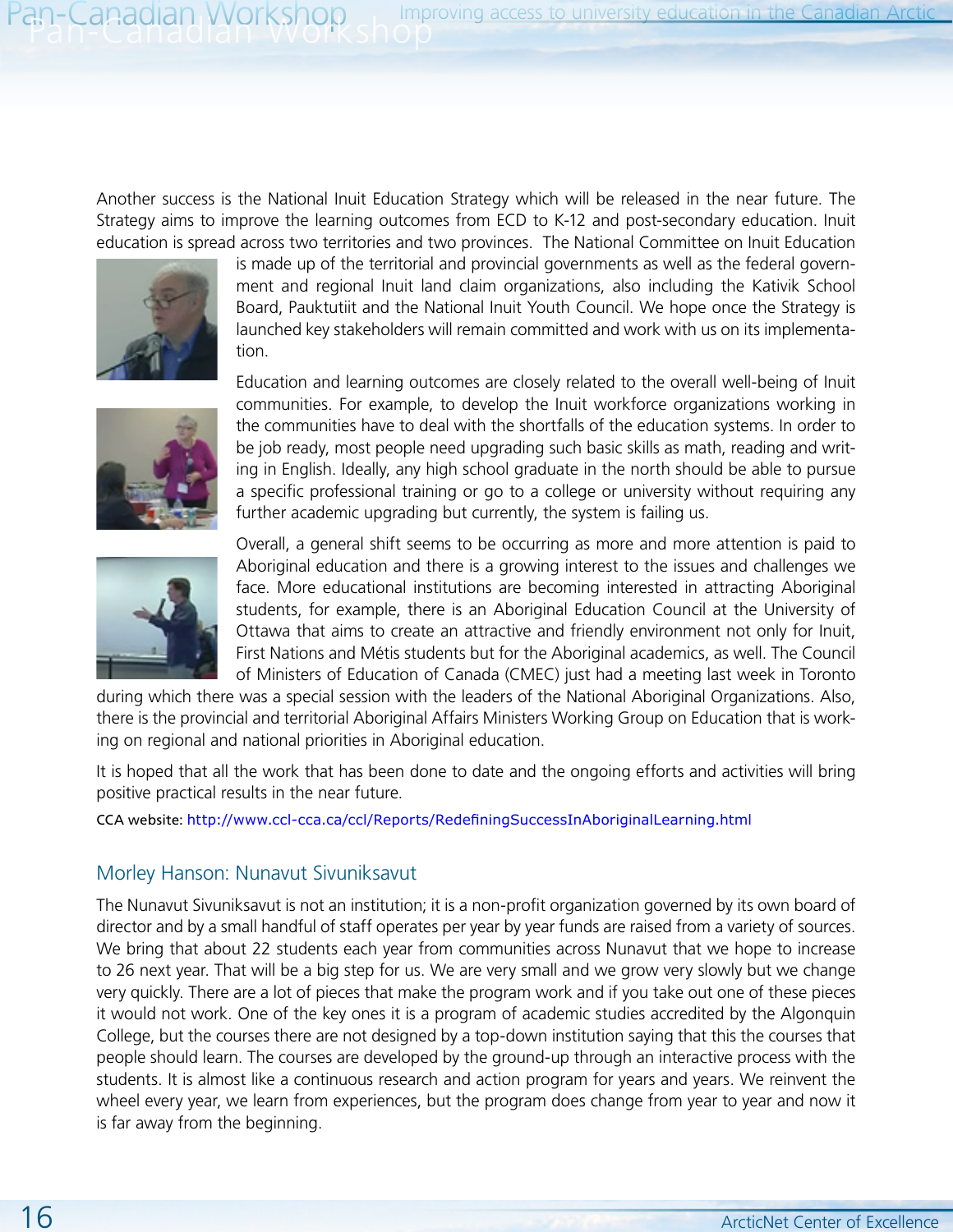Another success is the National Inuit Education Strategy which will be released in the near future. The Strategy aims to improve the learning outcomes from ECD to K-12 and post-secondary education. Inuit education is spread across two territories and two provinces. The National Committee on Inuit Education is made up of the territorial and provincial governments as well as the federal government and regional Inuit land claim organizations, also including the Kativik School Board, Pauktutiit and the National Inuit Youth Council. We hope once the Strategy is launched key stakeholders will remain committed and work with us on its implementation.

Education and learning outcomes are closely related to the overall well-being of Inuit communities. For example, to develop the Inuit workforce organizations working in the communities have to deal with the shortfalls of the education systems. In order to be job ready, most people need upgrading such basic skills as math, reading and writing in English. Ideally, any high school graduate in the north should be able to pursue a specific professional training or go to a college or university without requiring any further academic upgrading but currently, the system is failing us.

Overall, a general shift seems to be occurring as more and more attention is paid to Aboriginal education and there is a growing interest to the issues and challenges we face. More educational institutions are becoming interested in attracting Aboriginal students, for example, there is an Aboriginal Education Council at the University of Ottawa that aims to create an attractive and friendly environment not only for Inuit, First Nations and Métis students but for the Aboriginal academics, as well. The Council of Ministers of Education of Canada (CMEC) just had a meeting last week in Toronto during which there was a special session with the leaders of the National Aboriginal Organizations. Also, there is the provincial and territorial Aboriginal Affairs Ministers Working Group on Education that is working on regional and national priorities in Aboriginal education.

It is hoped that all the work that has been done to date and the ongoing efforts and activities will bring positive practical results in the near future.

CCA website: http://www.ccl-cca.ca/ccl/Reports/RedefiningSuccessInAboriginalLearning.html

## Morley Hanson: Nunavut Sivuniksavut

The Nunavut Sivuniksavut is not an institution; it is a non-profit organization governed by its own board of director and by a small handful of staff operates per year by year funds are raised from a variety of sources. We bring that about 22 students each year from communities across Nunavut that we hope to increase to 26 next year. That will be a big step for us. We are very small and we grow very slowly but we change very quickly. There are a lot of pieces that make the program work and if you take out one of these pieces it would not work. One of the key ones it is a program of academic studies accredited by the Algonquin College, but the courses there are not designed by a top-down institution saying that this the courses that people should learn. The courses are developed by the ground-up through an interactive process with the students. It is almost like a continuous research and action program for years and years. We reinvent the wheel every year, we learn from experiences, but the program does change from year to year and now it is far away from the beginning.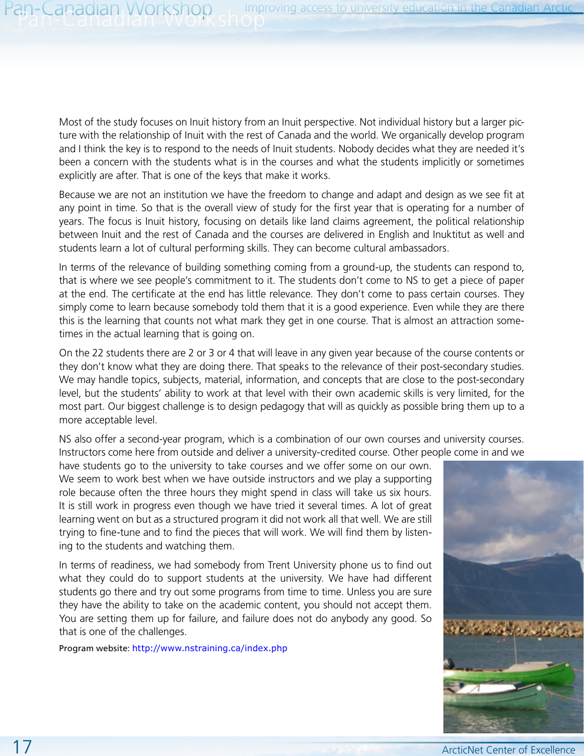Most of the study focuses on Inuit history from an Inuit perspective. Not individual history but a larger picture with the relationship of Inuit with the rest of Canada and the world. We organically develop program and I think the key is to respond to the needs of Inuit students. Nobody decides what they are needed it's been a concern with the students what is in the courses and what the students implicitly or sometimes explicitly are after. That is one of the keys that make it works.

Because we are not an institution we have the freedom to change and adapt and design as we see fit at any point in time. So that is the overall view of study for the first year that is operating for a number of years. The focus is Inuit history, focusing on details like land claims agreement, the political relationship between Inuit and the rest of Canada and the courses are delivered in English and Inuktitut as well and students learn a lot of cultural performing skills. They can become cultural ambassadors.

In terms of the relevance of building something coming from a ground-up, the students can respond to, that is where we see people's commitment to it. The students don't come to NS to get a piece of paper at the end. The certificate at the end has little relevance. They don't come to pass certain courses. They simply come to learn because somebody told them that it is a good experience. Even while they are there this is the learning that counts not what mark they get in one course. That is almost an attraction sometimes in the actual learning that is going on.

On the 22 students there are 2 or 3 or 4 that will leave in any given year because of the course contents or they don't know what they are doing there. That speaks to the relevance of their post-secondary studies. We may handle topics, subjects, material, information, and concepts that are close to the post-secondary level, but the students' ability to work at that level with their own academic skills is very limited, for the most part. Our biggest challenge is to design pedagogy that will as quickly as possible bring them up to a more acceptable level.

NS also offer a second-year program, which is a combination of our own courses and university courses. Instructors come here from outside and deliver a university-credited course. Other people come in and we have students go to the university to take courses and we offer some on our own. We seem to work best when we have outside instructors and we play a supporting role because often the three hours they might spend in class will take us six hours. It is still work in progress even though we have tried it several times. A lot of great learning went on but as a structured program it did not work all that well. We are still trying to fine-tune and to find the pieces that will work. We will find them by listening to the students and watching them.

In terms of readiness, we had somebody from Trent University phone us to find out what they could do to support students at the university. We have had different students go there and try out some programs from time to time. Unless you are sure they have the ability to take on the academic content, you should not accept them. You are setting them up for failure, and failure does not do anybody any good. So that is one of the challenges.

Program website: http://www.nstraining.ca/index.php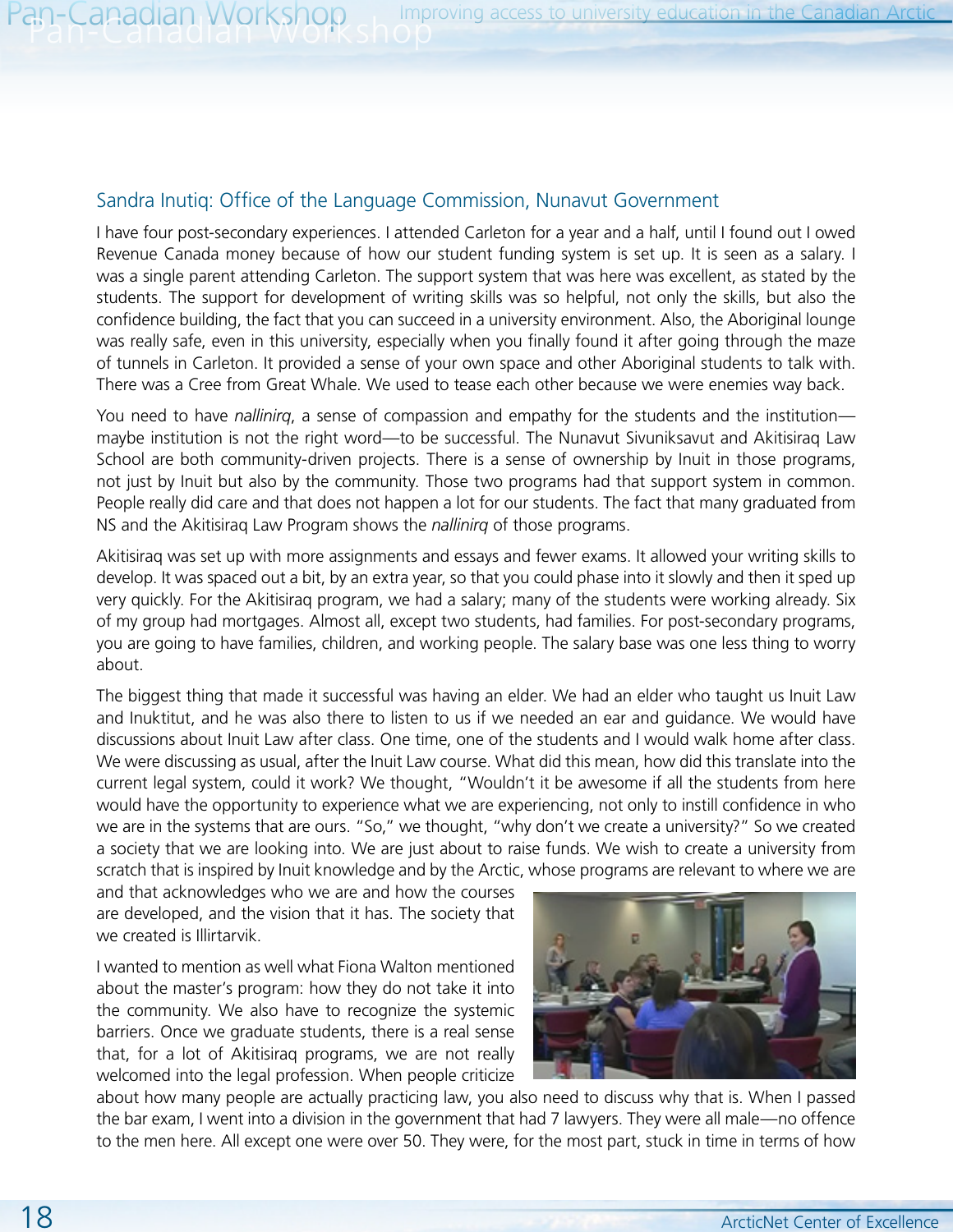## Sandra Inutiq: Office of the Language Commission, Nunavut Government

I have four post-secondary experiences. I attended Carleton for a year and a half, until I found out I owed Revenue Canada money because of how our student funding system is set up. It is seen as a salary. I was a single parent attending Carleton. The support system that was here was excellent, as stated by the students. The support for development of writing skills was so helpful, not only the skills, but also the confidence building, the fact that you can succeed in a university environment. Also, the Aboriginal lounge was really safe, even in this university, especially when you finally found it after going through the maze of tunnels in Carleton. It provided a sense of your own space and other Aboriginal students to talk with. There was a Cree from Great Whale. We used to tease each other because we were enemies way back.

You need to have *nallinirq*, a sense of compassion and empathy for the students and the institution—maybe institution is not the right word—to be successful. The Nunavut Sivuniksavut and Akitisiraq Law School are both community-driven projects. There is a sense of ownership by Inuit in those programs, not just by Inuit but also by the community. Those two programs had that support system in common. People really did care and that does not happen a lot for our students. The fact that many graduated from NS and the Akitisiraq Law Program shows the *nallinirq* of those programs.

Akitisiraq was set up with more assignments and essays and fewer exams. It allowed your writing skills to develop. It was spaced out a bit, by an extra year, so that you could phase into it slowly and then it sped up very quickly. For the Akitisiraq program, we had a salary; many of the students were working already. Six of my group had mortgages. Almost all, except two students, had families. For post-secondary programs, you are going to have families, children, and working people. The salary base was one less thing to worry about.

The biggest thing that made it successful was having an elder. We had an elder who taught us Inuit Law and Inuktitut, and he was also there to listen to us if we needed an ear and guidance. We would have discussions about Inuit Law after class. One time, one of the students and I would walk home after class. We were discussing as usual, after the Inuit Law course. What did this mean, how did this translate into the current legal system, could it work? We thought, "Wouldn't it be awesome if all the students from here would have the opportunity to experience what we are experiencing, not only to instill confidence in who we are in the systems that are ours. "So," we thought, "why don't we create a university?" So we created a society that we are looking into. We are just about to raise funds. We wish to create a university from scratch that is inspired by Inuit knowledge and by the Arctic, whose programs are relevant to where we are and that acknowledges who we are and how the courses are developed, and the vision that it has. The society that we created is Illirtarvik.

I wanted to mention as well what Fiona Walton mentioned about the master's program: how they do not take it into the community. We also have to recognize the systemic barriers. Once we graduate students, there is a real sense that, for a lot of Akitisiraq programs, we are not really welcomed into the legal profession. When people criticize about how many people are actually practicing law, you also need to discuss why that is. When I passed the bar exam, I went into a division in the government that had 7 lawyers. They were all male—no offence to the men here. All except one were over 50. They were, for the most part, stuck in time in terms of how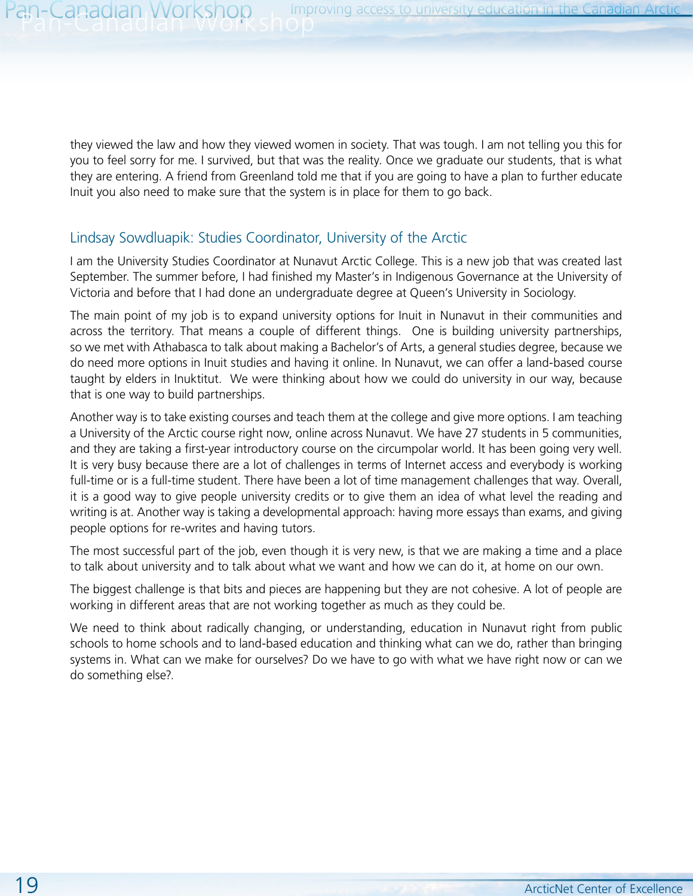they viewed the law and how they viewed women in society. That was tough. I am not telling you this for you to feel sorry for me. I survived, but that was the reality. Once we graduate our students, that is what they are entering. A friend from Greenland told me that if you are going to have a plan to further educate Inuit you also need to make sure that the system is in place for them to go back.

## Lindsay Sowdluapik: Studies Coordinator, University of the Arctic

I am the University Studies Coordinator at Nunavut Arctic College. This is a new job that was created last September. The summer before, I had finished my Master's in Indigenous Governance at the University of Victoria and before that I had done an undergraduate degree at Queen's University in Sociology.

The main point of my job is to expand university options for Inuit in Nunavut in their communities and across the territory. That means a couple of different things. One is building university partnerships, so we met with Athabasca to talk about making a Bachelor's of Arts, a general studies degree, because we do need more options in Inuit studies and having it online. In Nunavut, we can offer a land-based course taught by elders in Inuktitut. We were thinking about how we could do university in our way, because that is one way to build partnerships.

Another way is to take existing courses and teach them at the college and give more options. I am teaching a University of the Arctic course right now, online across Nunavut. We have 27 students in 5 communities, and they are taking a first-year introductory course on the circumpolar world. It has been going very well. It is very busy because there are a lot of challenges in terms of Internet access and everybody is working full-time or is a full-time student. There have been a lot of time management challenges that way. Overall, it is a good way to give people university credits or to give them an idea of what level the reading and writing is at. Another way is taking a developmental approach: having more essays than exams, and giving people options for re-writes and having tutors.

The most successful part of the job, even though it is very new, is that we are making a time and a place to talk about university and to talk about what we want and how we can do it, at home on our own.

The biggest challenge is that bits and pieces are happening but they are not cohesive. A lot of people are working in different areas that are not working together as much as they could be.

We need to think about radically changing, or understanding, education in Nunavut right from public schools to home schools and to land-based education and thinking what can we do, rather than bringing systems in. What can we make for ourselves? Do we have to go with what we have right now or can we do something else?.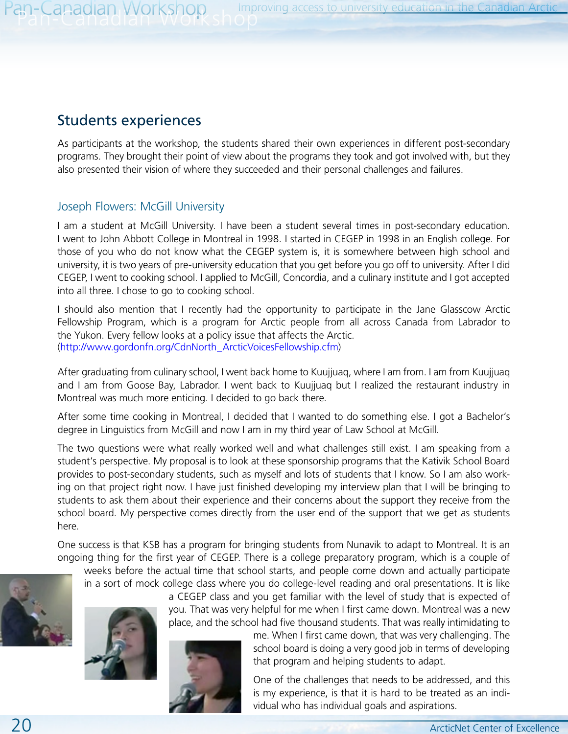## Students experiences

As participants at the workshop, the students shared their own experiences in different post-secondary programs. They brought their point of view about the programs they took and got involved with, but they also presented their vision of where they succeeded and their personal challenges and failures.

### Joseph Flowers: McGill University

I am a student at McGill University. I have been a student several times in post-secondary education. I went to John Abbott College in Montreal in 1998. I started in CEGEP in 1998 in an English college. For those of you who do not know what the CEGEP system is, it is somewhere between high school and university, it is two years of pre-university education that you get before you go off to university. After I did CEGEP, I went to cooking school. I applied to McGill, Concordia, and a culinary institute and I got accepted into all three. I chose to go to cooking school.

I should also mention that I recently had the opportunity to participate in the Jane Glasscow Arctic Fellowship Program, which is a program for Arctic people from all across Canada from Labrador to the Yukon. Every fellow looks at a policy issue that affects the Arctic. (http://www.gordonfn.org/CdnNorth_ArcticVoicesFellowship.cfm)

After graduating from culinary school, I went back home to Kuujjuaq, where I am from. I am from Kuujjuaq and I am from Goose Bay, Labrador. I went back to Kuujjuaq but I realized the restaurant industry in Montreal was much more enticing. I decided to go back there.

After some time cooking in Montreal, I decided that I wanted to do something else. I got a Bachelor's degree in Linguistics from McGill and now I am in my third year of Law School at McGill.

The two questions were what really worked well and what challenges still exist. I am speaking from a student's perspective. My proposal is to look at these sponsorship programs that the Kativik School Board provides to post-secondary students, such as myself and lots of students that I know. So I am also working on that project right now. I have just finished developing my interview plan that I will be bringing to students to ask them about their experience and their concerns about the support they receive from the school board. My perspective comes directly from the user end of the support that we get as students here.

One success is that KSB has a program for bringing students from Nunavik to adapt to Montreal. It is an ongoing thing for the first year of CEGEP. There is a college preparatory program, which is a couple of weeks before the actual time that school starts, and people come down and actually participate in a sort of mock college class where you do college-level reading and oral presentations. It is like a CEGEP class and you get familiar with the level of study that is expected of you. That was very helpful for me when I first came down. Montreal was a new place, and the school had five thousand students. That was really intimidating to me. When I first came down, that was very challenging. The school board is doing a very good job in terms of developing that program and helping students to adapt.

One of the challenges that needs to be addressed, and this is my experience, is that it is hard to be treated as an individual who has individual goals and aspirations.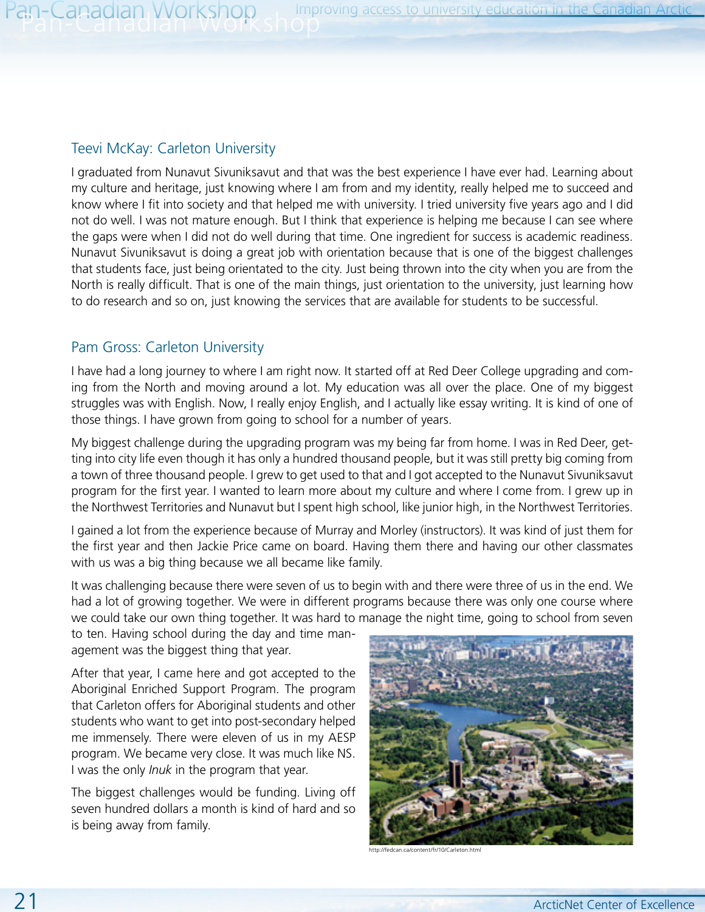## Teevi McKay: Carleton University

I graduated from Nunavut Sivuniksavut and that was the best experience I have ever had. Learning about my culture and heritage, just knowing where I am from and my identity, really helped me to succeed and know where I fit into society and that helped me with university. I tried university five years ago and I did not do well. I was not mature enough. But I think that experience is helping me because I can see where the gaps were when I did not do well during that time. One ingredient for success is academic readiness. Nunavut Sivuniksavut is doing a great job with orientation because that is one of the biggest challenges that students face, just being orientated to the city. Just being thrown into the city when you are from the North is really difficult. That is one of the main things, just orientation to the university, just learning how to do research and so on, just knowing the services that are available for students to be successful.

## Pam Gross: Carleton University

I have had a long journey to where I am right now. It started off at Red Deer College upgrading and coming from the North and moving around a lot. My education was all over the place. One of my biggest struggles was with English. Now, I really enjoy English, and I actually like essay writing. It is kind of one of those things. I have grown from going to school for a number of years.

My biggest challenge during the upgrading program was my being far from home. I was in Red Deer, getting into city life even though it has only a hundred thousand people, but it was still pretty big coming from a town of three thousand people. I grew to get used to that and I got accepted to the Nunavut Sivuniksavut program for the first year. I wanted to learn more about my culture and where I come from. I grew up in the Northwest Territories and Nunavut but I spent high school, like junior high, in the Northwest Territories.

I gained a lot from the experience because of Murray and Morley (instructors). It was kind of just them for the first year and then Jackie Price came on board. Having them there and having our other classmates with us was a big thing because we all became like family.

It was challenging because there were seven of us to begin with and there were three of us in the end. We had a lot of growing together. We were in different programs because there was only one course where we could take our own thing together. It was hard to manage the night time, going to school from seven to ten. Having school during the day and time management was the biggest thing that year.

After that year, I came here and got accepted to the Aboriginal Enriched Support Program. The program that Carleton offers for Aboriginal students and other students who want to get into post-secondary helped me immensely. There were eleven of us in my AESP program. We became very close. It was much like NS. I was the only *Inuk* in the program that year.

The biggest challenges would be funding. Living off seven hundred dollars a month is kind of hard and so is being away from family.

http://fedcan.ca/content/fr/10/Carleton.html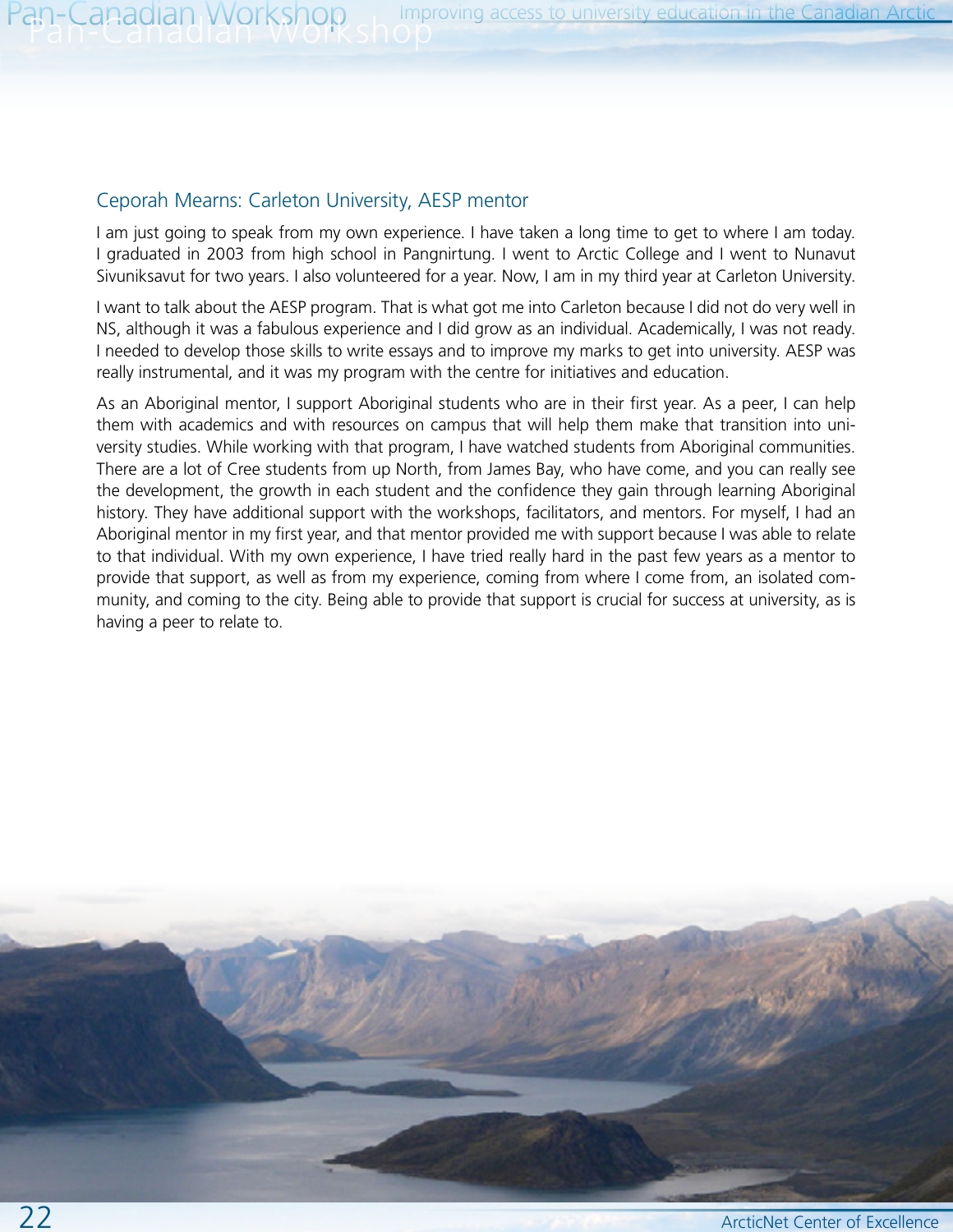## Ceporah Mearns: Carleton University, AESP mentor

I am just going to speak from my own experience. I have taken a long time to get to where I am today. I graduated in 2003 from high school in Pangnirtung. I went to Arctic College and I went to Nunavut Sivuniksavut for two years. I also volunteered for a year. Now, I am in my third year at Carleton University.

I want to talk about the AESP program. That is what got me into Carleton because I did not do very well in NS, although it was a fabulous experience and I did grow as an individual. Academically, I was not ready. I needed to develop those skills to write essays and to improve my marks to get into university. AESP was really instrumental, and it was my program with the centre for initiatives and education.

As an Aboriginal mentor, I support Aboriginal students who are in their first year. As a peer, I can help them with academics and with resources on campus that will help them make that transition into university studies. While working with that program, I have watched students from Aboriginal communities. There are a lot of Cree students from up North, from James Bay, who have come, and you can really see the development, the growth in each student and the confidence they gain through learning Aboriginal history. They have additional support with the workshops, facilitators, and mentors. For myself, I had an Aboriginal mentor in my first year, and that mentor provided me with support because I was able to relate to that individual. With my own experience, I have tried really hard in the past few years as a mentor to provide that support, as well as from my experience, coming from where I come from, an isolated community, and coming to the city. Being able to provide that support is crucial for success at university, as is having a peer to relate to.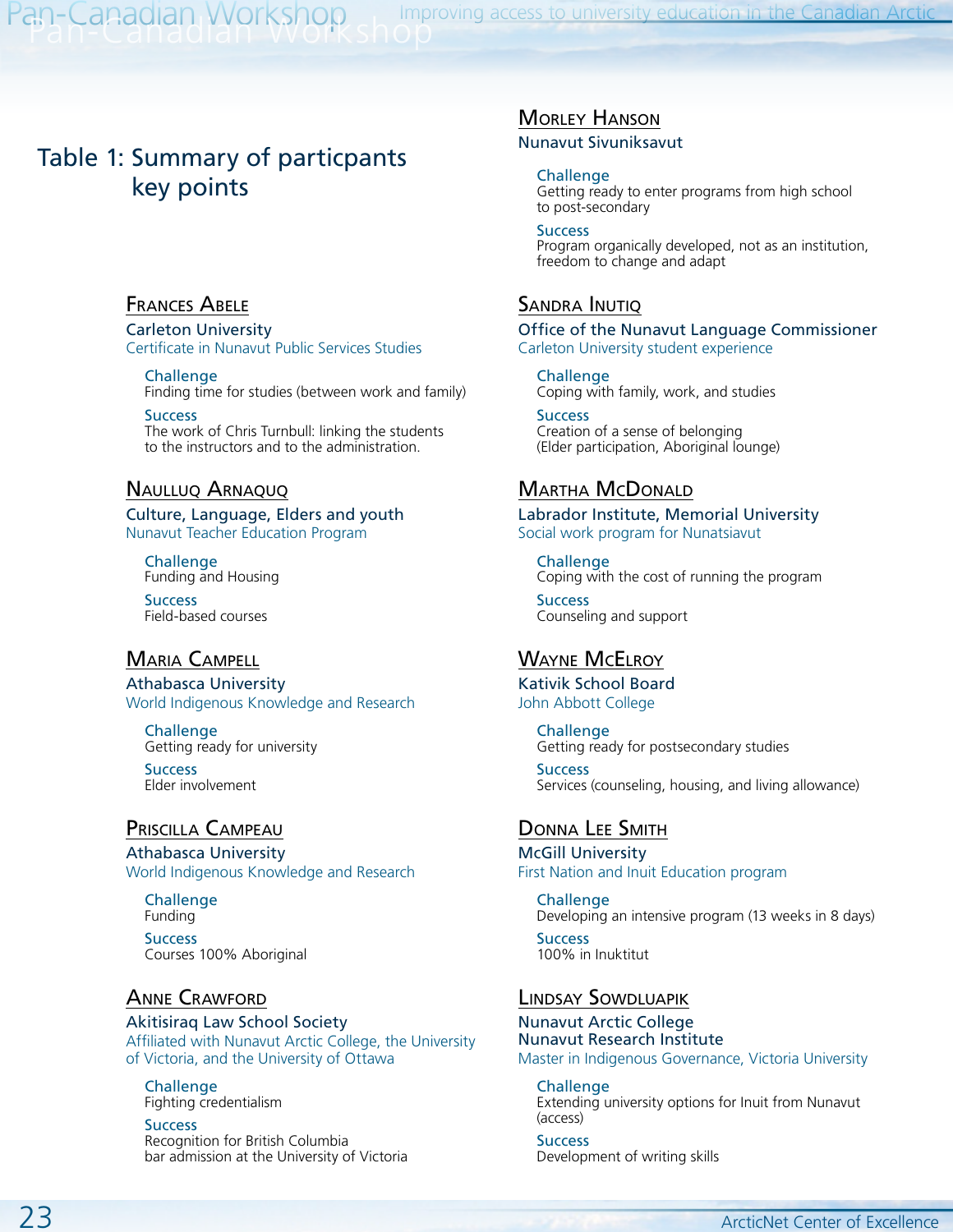## Table 1: Summary of particpants key points

### Frances Abele

**Carleton University**

Certificate in Nunavut Public Services Studies

**Challenge**
Finding time for studies (between work and family)

**Success**
The work of Chris Turnbull: linking the students to the instructors and to the administration.

### Naulluq Arnaquq

**Culture, Language, Elders and youth**

Nunavut Teacher Education Program

**Challenge**
Funding and Housing

**Success**
Field-based courses

### Maria Campell

**Athabasca University**

World Indigenous Knowledge and Research

**Challenge**
Getting ready for university

**Success**
Elder involvement

### Priscilla Campeau

**Athabasca University**

World Indigenous Knowledge and Research

**Challenge**
Funding

**Success**
Courses 100% Aboriginal

### Anne Crawford

**Akitisiraq Law School Society**

Affiliated with Nunavut Arctic College, the University of Victoria, and the University of Ottawa

**Challenge**
Fighting credentialism

**Success**
Recognition for British Columbia bar admission at the University of Victoria

### Morley Hanson

**Nunavut Sivuniksavut**

**Challenge**
Getting ready to enter programs from high school to post-secondary

**Success**
Program organically developed, not as an institution, freedom to change and adapt

### Sandra Inutiq

**Office of the Nunavut Language Commissioner**

Carleton University student experience

**Challenge**
Coping with family, work, and studies

**Success**
Creation of a sense of belonging (Elder participation, Aboriginal lounge)

### Martha McDonald

**Labrador Institute, Memorial University**

Social work program for Nunatsiavut

**Challenge**
Coping with the cost of running the program

**Success**
Counseling and support

### Wayne McElroy

**Kativik School Board**

John Abbott College

**Challenge**
Getting ready for postsecondary studies

**Success**
Services (counseling, housing, and living allowance)

### Donna Lee Smith

**McGill University**

First Nation and Inuit Education program

**Challenge**
Developing an intensive program (13 weeks in 8 days)

**Success**
100% in Inuktitut

### Lindsay Sowdluapik

**Nunavut Arctic College**
**Nunavut Research Institute**

Master in Indigenous Governance, Victoria University

**Challenge**
Extending university options for Inuit from Nunavut (access)

**Success**
Development of writing skills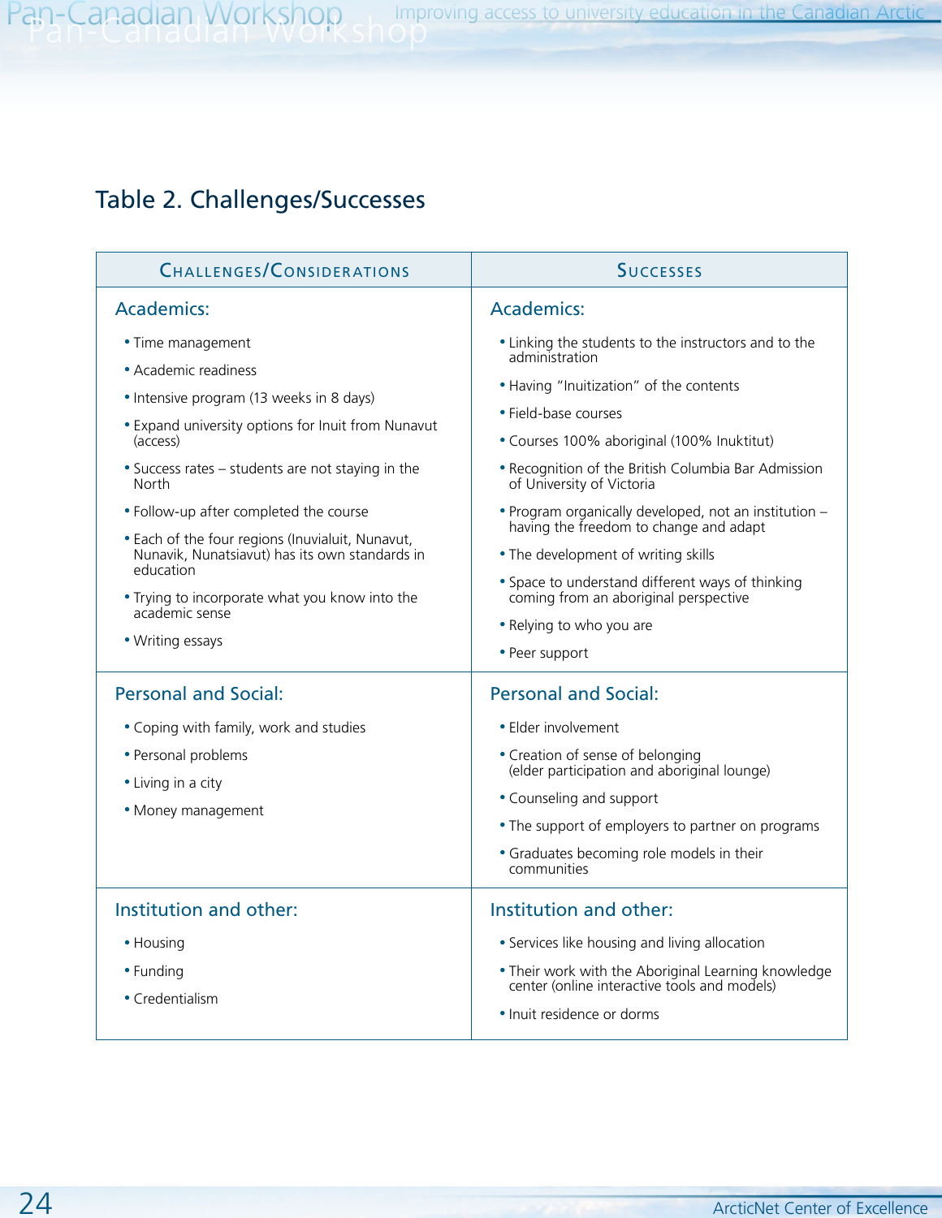## Table 2. Challenges/Successes

| Challenges/Considerations | Successes |
|---|---|
| **Academics:** | **Academics:** |
| • Time management<br>• Academic readiness<br>• Intensive program (13 weeks in 8 days)<br>• Expand university options for Inuit from Nunavut (access)<br>• Success rates – students are not staying in the North<br>• Follow-up after completed the course<br>• Each of the four regions (Inuvialuit, Nunavut, Nunavik, Nunatsiavut) has its own standards in education<br>• Trying to incorporate what you know into the academic sense<br>• Writing essays | • Linking the students to the instructors and to the administration<br>• Having "Inuitization" of the contents<br>• Field-base courses<br>• Courses 100% aboriginal (100% Inuktitut)<br>• Recognition of the British Columbia Bar Admission of University of Victoria<br>• Program organically developed, not an institution – having the freedom to change and adapt<br>• The development of writing skills<br>• Space to understand different ways of thinking coming from an aboriginal perspective<br>• Relying to who you are<br>• Peer support |
| **Personal and Social:** | **Personal and Social:** |
| • Coping with family, work and studies<br>• Personal problems<br>• Living in a city<br>• Money management | • Elder involvement<br>• Creation of sense of belonging (elder participation and aboriginal lounge)<br>• Counseling and support<br>• The support of employers to partner on programs<br>• Graduates becoming role models in their communities |
| **Institution and other:** | **Institution and other:** |
| • Housing<br>• Funding<br>• Credentialism | • Services like housing and living allocation<br>• Their work with the Aboriginal Learning knowledge center (online interactive tools and models)<br>• Inuit residence or dorms |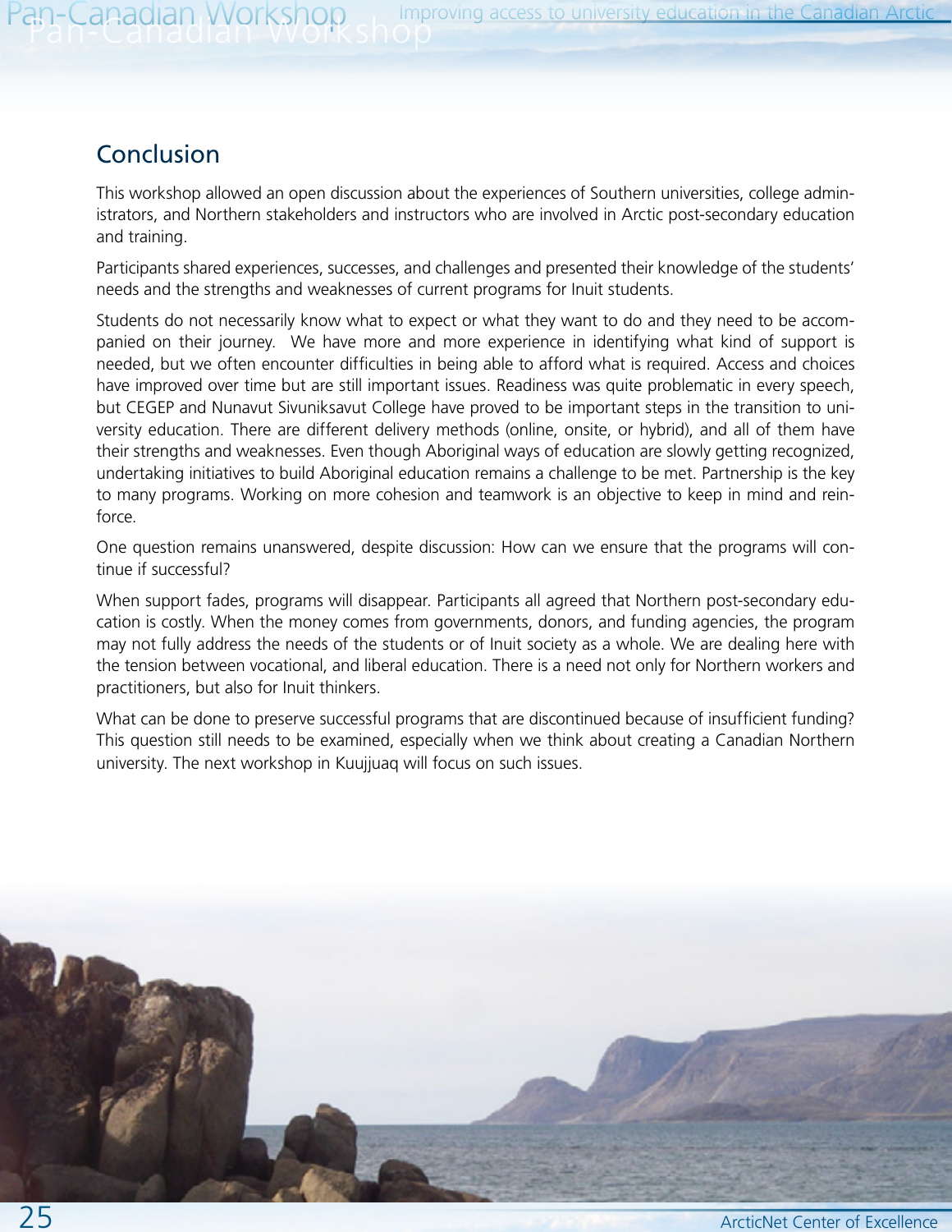## Conclusion

This workshop allowed an open discussion about the experiences of Southern universities, college administrators, and Northern stakeholders and instructors who are involved in Arctic post-secondary education and training.

Participants shared experiences, successes, and challenges and presented their knowledge of the students' needs and the strengths and weaknesses of current programs for Inuit students.

Students do not necessarily know what to expect or what they want to do and they need to be accompanied on their journey. We have more and more experience in identifying what kind of support is needed, but we often encounter difficulties in being able to afford what is required. Access and choices have improved over time but are still important issues. Readiness was quite problematic in every speech, but CEGEP and Nunavut Sivuniksavut College have proved to be important steps in the transition to university education. There are different delivery methods (online, onsite, or hybrid), and all of them have their strengths and weaknesses. Even though Aboriginal ways of education are slowly getting recognized, undertaking initiatives to build Aboriginal education remains a challenge to be met. Partnership is the key to many programs. Working on more cohesion and teamwork is an objective to keep in mind and reinforce.

One question remains unanswered, despite discussion: How can we ensure that the programs will continue if successful?

When support fades, programs will disappear. Participants all agreed that Northern post-secondary education is costly. When the money comes from governments, donors, and funding agencies, the program may not fully address the needs of the students or of Inuit society as a whole. We are dealing here with the tension between vocational, and liberal education. There is a need not only for Northern workers and practitioners, but also for Inuit thinkers.

What can be done to preserve successful programs that are discontinued because of insufficient funding? This question still needs to be examined, especially when we think about creating a Canadian Northern university. The next workshop in Kuujjuaq will focus on such issues.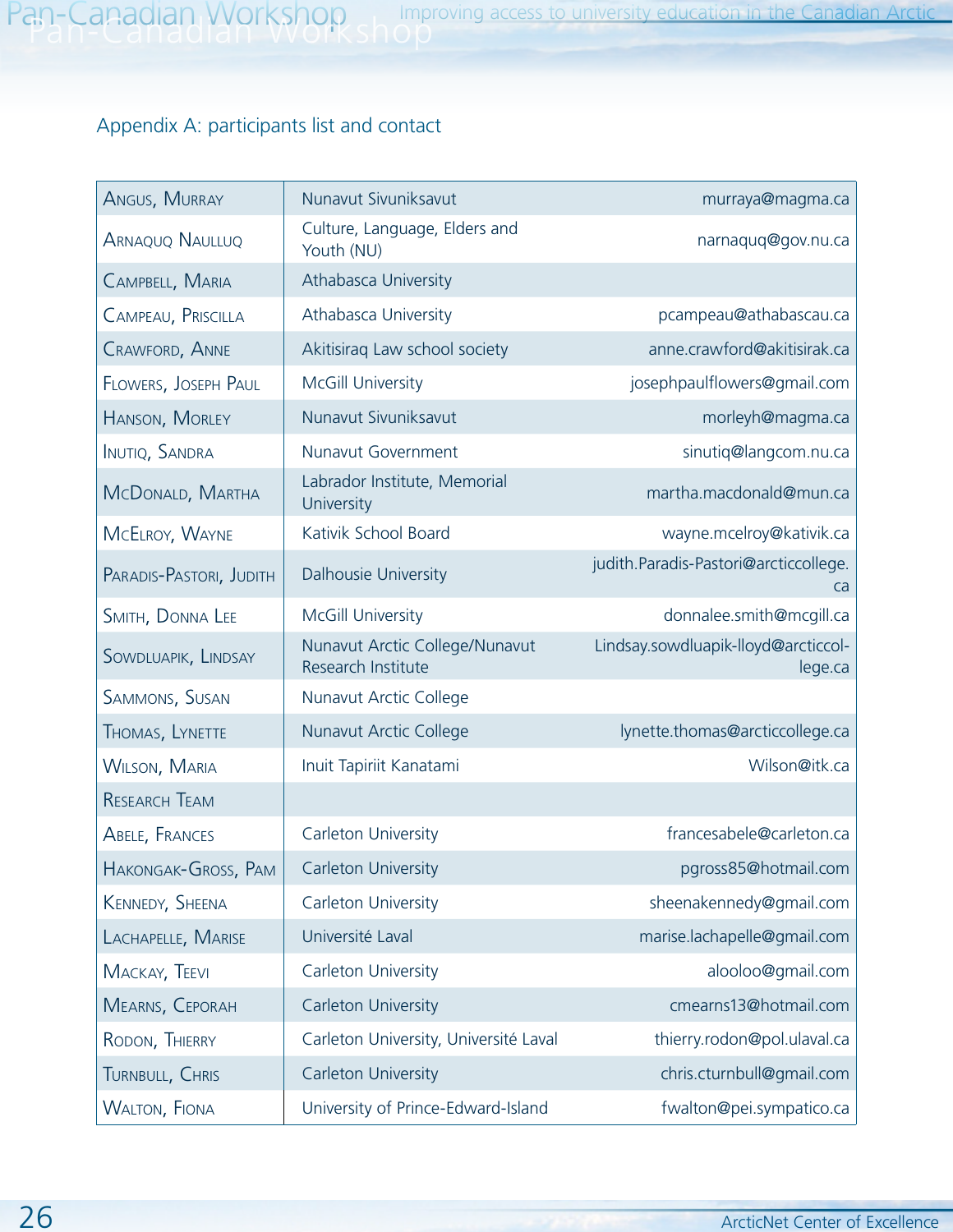## Appendix A: participants list and contact

| | | |
|---|---|---|
| Angus, Murray | Nunavut Sivuniksavut | murraya@magma.ca |
| Arnaquq Naulluq | Culture, Language, Elders and Youth (NU) | narnaquq@gov.nu.ca |
| Campbell, Maria | Athabasca University | |
| Campeau, Priscilla | Athabasca University | pcampeau@athabascau.ca |
| Crawford, Anne | Akitisiraq Law school society | anne.crawford@akitisirak.ca |
| Flowers, Joseph Paul | McGill University | josephpaulflowers@gmail.com |
| Hanson, Morley | Nunavut Sivuniksavut | morleyh@magma.ca |
| Inutiq, Sandra | Nunavut Government | sinutiq@langcom.nu.ca |
| McDonald, Martha | Labrador Institute, Memorial University | martha.macdonald@mun.ca |
| McElroy, Wayne | Kativik School Board | wayne.mcelroy@kativik.ca |
| Paradis-Pastori, Judith | Dalhousie University | judith.Paradis-Pastori@arcticcollege.ca |
| Smith, Donna Lee | McGill University | donnalee.smith@mcgill.ca |
| Sowdluapik, Lindsay | Nunavut Arctic College/Nunavut Research Institute | Lindsay.sowdluapik-lloyd@arcticcollege.ca |
| Sammons, Susan | Nunavut Arctic College | |
| Thomas, Lynette | Nunavut Arctic College | lynette.thomas@arcticcollege.ca |
| Wilson, Maria | Inuit Tapiriit Kanatami | Wilson@itk.ca |
| Research Team | | |
| Abele, Frances | Carleton University | francesabele@carleton.ca |
| Hakongak-Gross, Pam | Carleton University | pgross85@hotmail.com |
| Kennedy, Sheena | Carleton University | sheenakennedy@gmail.com |
| Lachapelle, Marise | Université Laval | marise.lachapelle@gmail.com |
| Mackay, Teevi | Carleton University | alooloo@gmail.com |
| Mearns, Ceporah | Carleton University | cmearns13@hotmail.com |
| Rodon, Thierry | Carleton University, Université Laval | thierry.rodon@pol.ulaval.ca |
| Turnbull, Chris | Carleton University | chris.cturnbull@gmail.com |
| Walton, Fiona | University of Prince-Edward-Island | fwalton@pei.sympatico.ca |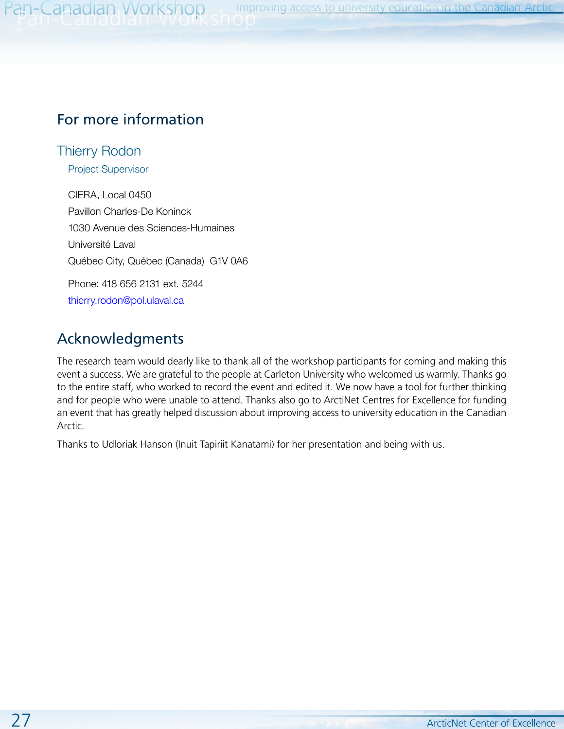## For more information

### Thierry Rodon

Project Supervisor

CIERA, Local 0450
Pavillon Charles-De Koninck
1030 Avenue des Sciences-Humaines
Université Laval
Québec City, Québec (Canada)  G1V 0A6

Phone: 418 656 2131 ext. 5244
thierry.rodon@pol.ulaval.ca

## Acknowledgments

The research team would dearly like to thank all of the workshop participants for coming and making this event a success. We are grateful to the people at Carleton University who welcomed us warmly. Thanks go to the entire staff, who worked to record the event and edited it. We now have a tool for further thinking and for people who were unable to attend. Thanks also go to ArctiNet Centres for Excellence for funding an event that has greatly helped discussion about improving access to university education in the Canadian Arctic.

Thanks to Udloriak Hanson (Inuit Tapiriit Kanatami) for her presentation and being with us.